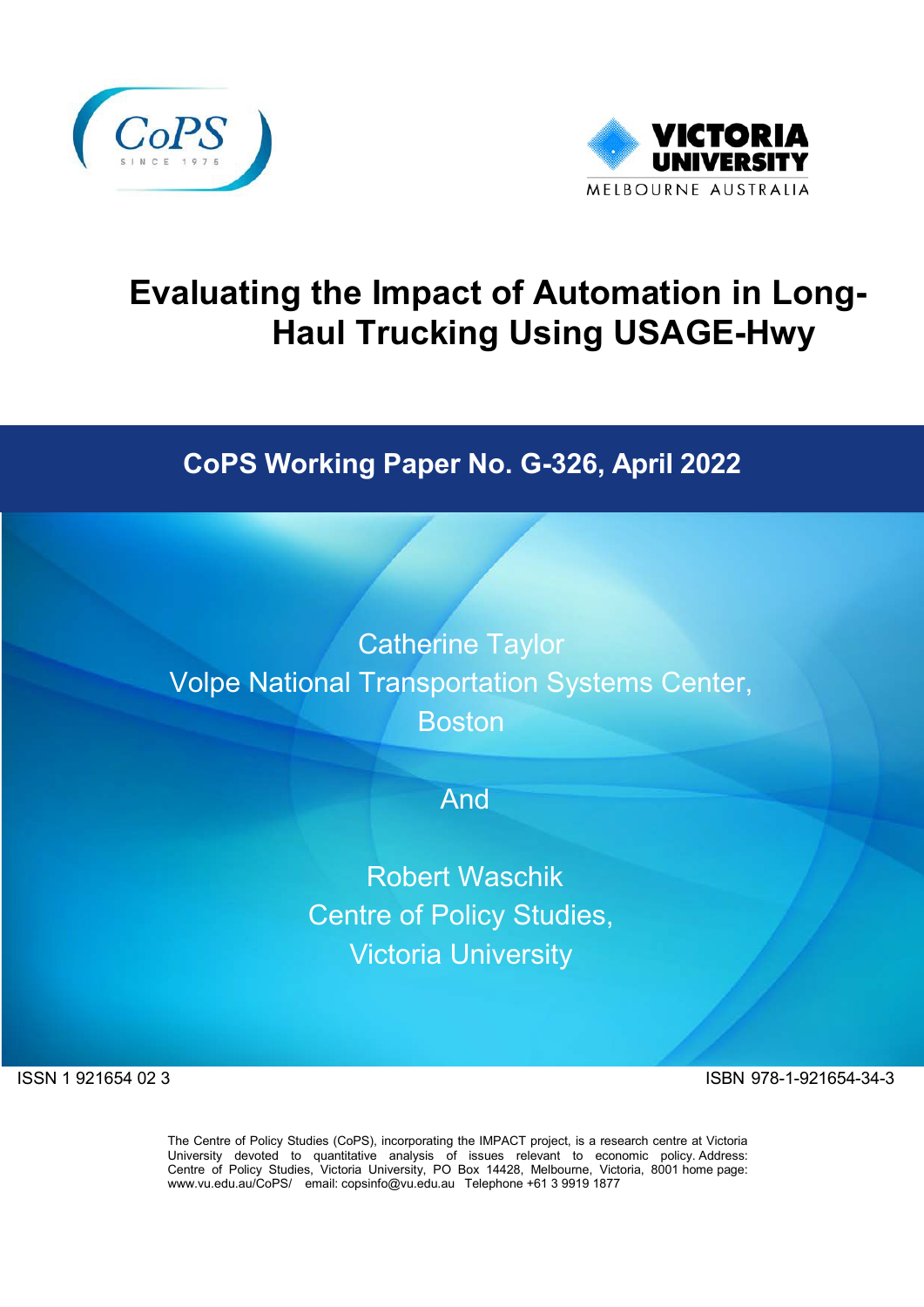# Evaluating the Impact of Automation in Long-Haul Trucking Using USAGE-Hwy

**CoPS Working Paper No. G-326, April 2022**

Catherine Taylor
Volpe National Transportation Systems Center,
Boston

And

Robert Waschik
Centre of Policy Studies,
Victoria University

ISSN 1 921654 02 3

ISBN 978-1-921654-34-3

The Centre of Policy Studies (CoPS), incorporating the IMPACT project, is a research centre at Victoria University devoted to quantitative analysis of issues relevant to economic policy. Address: Centre of Policy Studies, Victoria University, PO Box 14428, Melbourne, Victoria, 8001 home page: www.vu.edu.au/CoPS/ email: copsinfo@vu.edu.au Telephone +61 3 9919 1877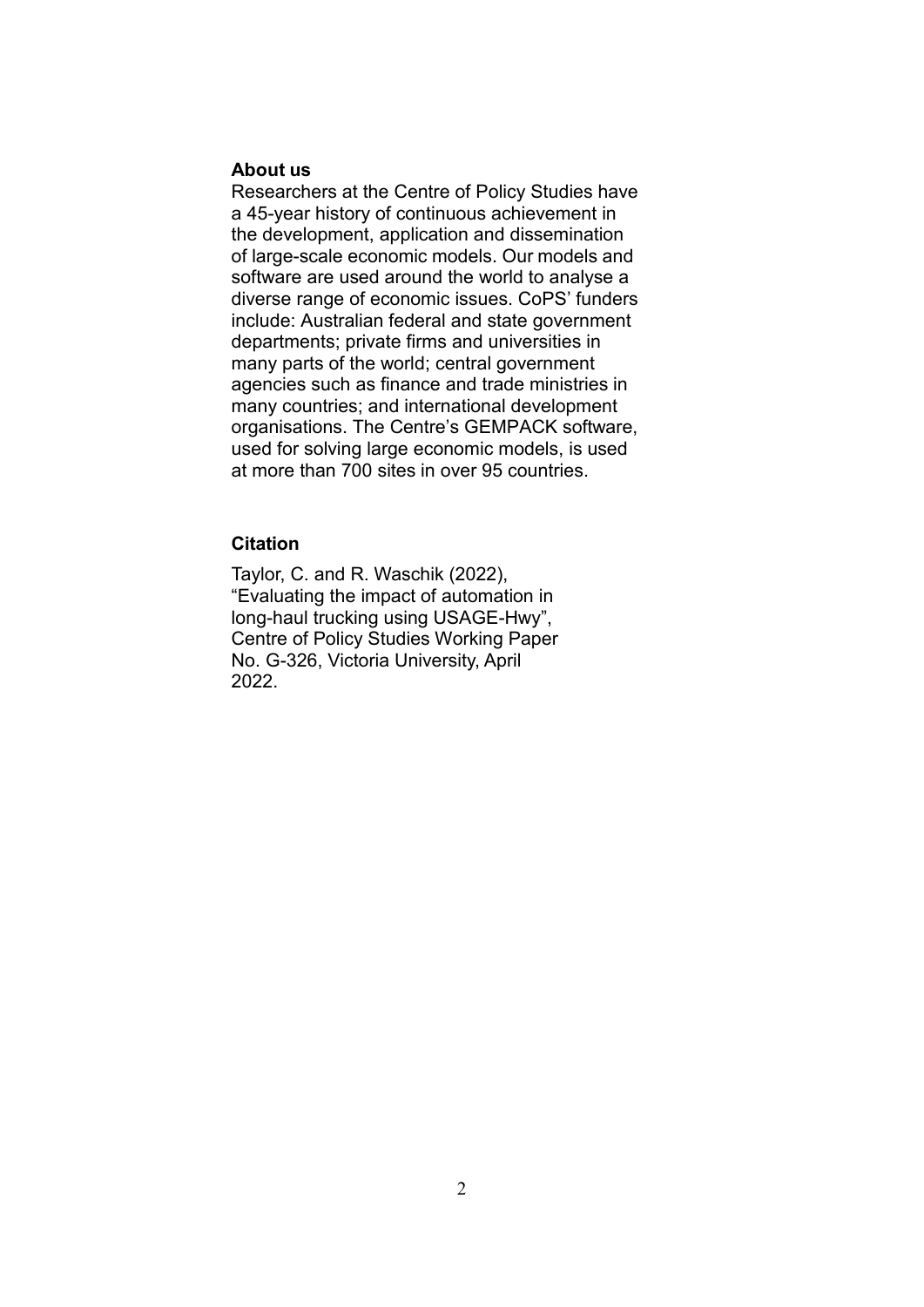**About us**

Researchers at the Centre of Policy Studies have a 45-year history of continuous achievement in the development, application and dissemination of large-scale economic models. Our models and software are used around the world to analyse a diverse range of economic issues. CoPS' funders include: Australian federal and state government departments; private firms and universities in many parts of the world; central government agencies such as finance and trade ministries in many countries; and international development organisations. The Centre's GEMPACK software, used for solving large economic models, is used at more than 700 sites in over 95 countries.

**Citation**

Taylor, C. and R. Waschik (2022), "Evaluating the impact of automation in long-haul trucking using USAGE-Hwy", Centre of Policy Studies Working Paper No. G-326, Victoria University, April 2022.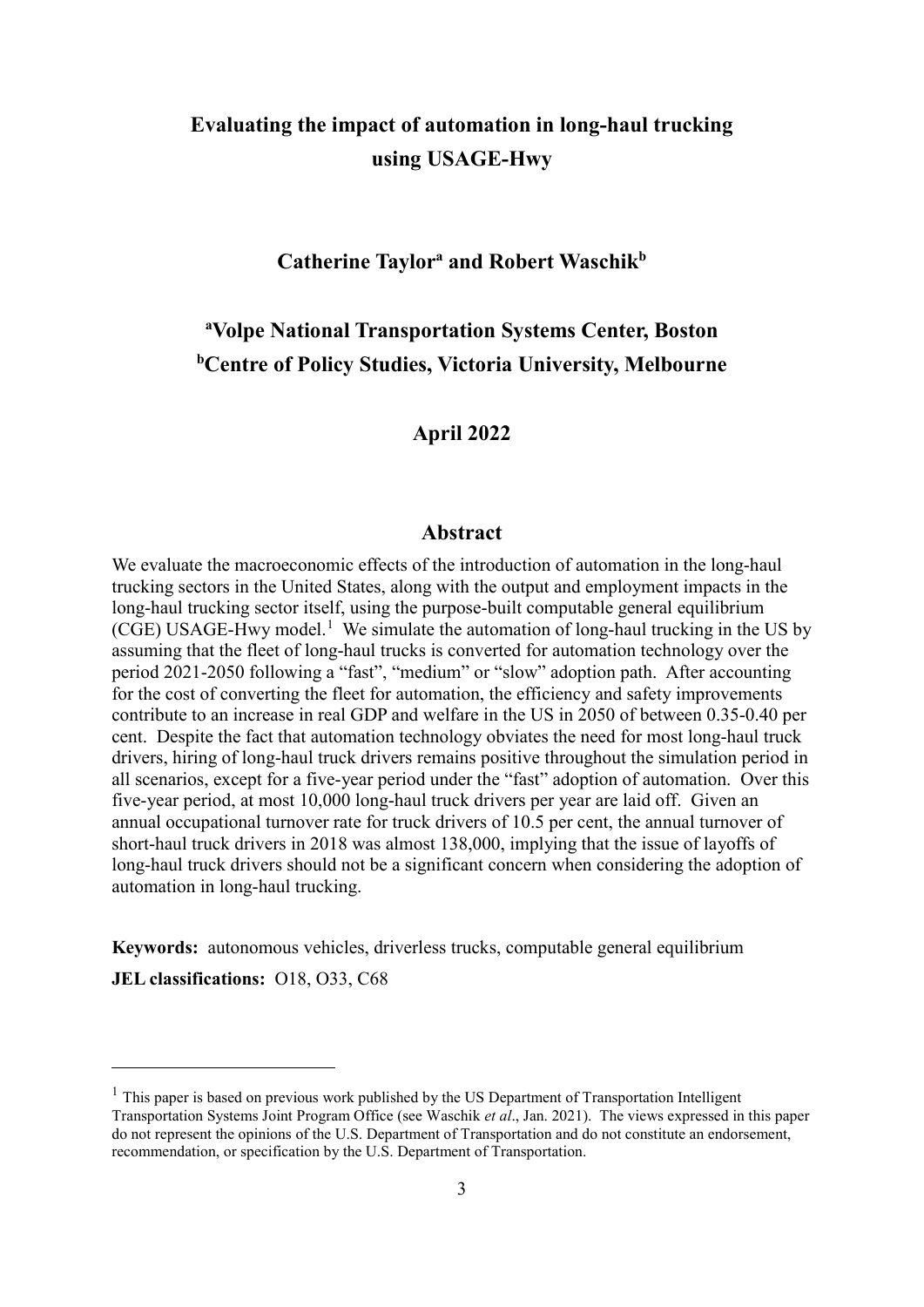# Evaluating the impact of automation in long-haul trucking using USAGE-Hwy

**Catherine Taylor[a] and Robert Waschik[b]**

**[a]Volpe National Transportation Systems Center, Boston**
**[b]Centre of Policy Studies, Victoria University, Melbourne**

**April 2022**

## Abstract

We evaluate the macroeconomic effects of the introduction of automation in the long-haul trucking sectors in the United States, along with the output and employment impacts in the long-haul trucking sector itself, using the purpose-built computable general equilibrium (CGE) USAGE-Hwy model.[1] We simulate the automation of long-haul trucking in the US by assuming that the fleet of long-haul trucks is converted for automation technology over the period 2021-2050 following a "fast", "medium" or "slow" adoption path. After accounting for the cost of converting the fleet for automation, the efficiency and safety improvements contribute to an increase in real GDP and welfare in the US in 2050 of between 0.35-0.40 per cent. Despite the fact that automation technology obviates the need for most long-haul truck drivers, hiring of long-haul truck drivers remains positive throughout the simulation period in all scenarios, except for a five-year period under the "fast" adoption of automation. Over this five-year period, at most 10,000 long-haul truck drivers per year are laid off. Given an annual occupational turnover rate for truck drivers of 10.5 per cent, the annual turnover of short-haul truck drivers in 2018 was almost 138,000, implying that the issue of layoffs of long-haul truck drivers should not be a significant concern when considering the adoption of automation in long-haul trucking.

**Keywords:** autonomous vehicles, driverless trucks, computable general equilibrium

**JEL classifications:** O18, O33, C68

---

[1] This paper is based on previous work published by the US Department of Transportation Intelligent Transportation Systems Joint Program Office (see Waschik *et al*., Jan. 2021). The views expressed in this paper do not represent the opinions of the U.S. Department of Transportation and do not constitute an endorsement, recommendation, or specification by the U.S. Department of Transportation.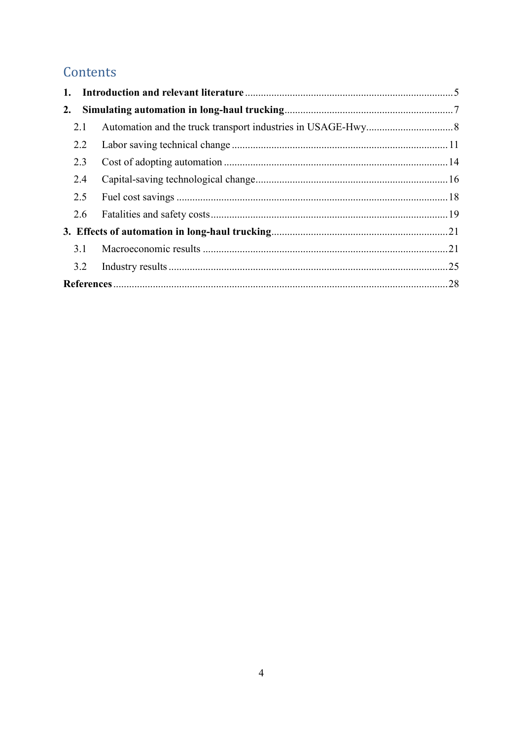# Contents

**1. Introduction and relevant literature** .............................................................................. 5

**2. Simulating automation in long-haul trucking** ............................................................... 7

2.1 Automation and the truck transport industries in USAGE-Hwy................................. 8

2.2 Labor saving technical change ................................................................................. 11

2.3 Cost of adopting automation .................................................................................... 14

2.4 Capital-saving technological change......................................................................... 16

2.5 Fuel cost savings ...................................................................................................... 18

2.6 Fatalities and safety costs......................................................................................... 19

**3. Effects of automation in long-haul trucking**.................................................................. 21

3.1 Macroeconomic results ............................................................................................ 21

3.2 Industry results ......................................................................................................... 25

**References**............................................................................................................................. 28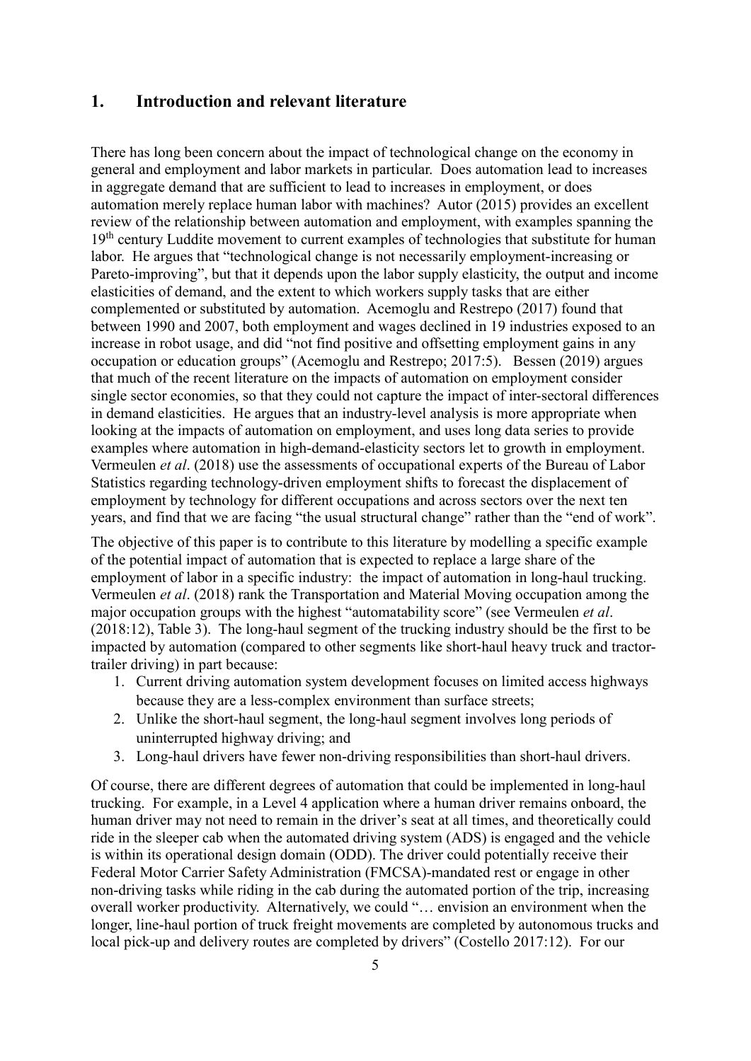## 1. Introduction and relevant literature

There has long been concern about the impact of technological change on the economy in general and employment and labor markets in particular. Does automation lead to increases in aggregate demand that are sufficient to lead to increases in employment, or does automation merely replace human labor with machines? Autor (2015) provides an excellent review of the relationship between automation and employment, with examples spanning the 19th century Luddite movement to current examples of technologies that substitute for human labor. He argues that "technological change is not necessarily employment-increasing or Pareto-improving", but that it depends upon the labor supply elasticity, the output and income elasticities of demand, and the extent to which workers supply tasks that are either complemented or substituted by automation. Acemoglu and Restrepo (2017) found that between 1990 and 2007, both employment and wages declined in 19 industries exposed to an increase in robot usage, and did "not find positive and offsetting employment gains in any occupation or education groups" (Acemoglu and Restrepo; 2017:5). Bessen (2019) argues that much of the recent literature on the impacts of automation on employment consider single sector economies, so that they could not capture the impact of inter-sectoral differences in demand elasticities. He argues that an industry-level analysis is more appropriate when looking at the impacts of automation on employment, and uses long data series to provide examples where automation in high-demand-elasticity sectors let to growth in employment. Vermeulen *et al*. (2018) use the assessments of occupational experts of the Bureau of Labor Statistics regarding technology-driven employment shifts to forecast the displacement of employment by technology for different occupations and across sectors over the next ten years, and find that we are facing "the usual structural change" rather than the "end of work".

The objective of this paper is to contribute to this literature by modelling a specific example of the potential impact of automation that is expected to replace a large share of the employment of labor in a specific industry: the impact of automation in long-haul trucking. Vermeulen *et al*. (2018) rank the Transportation and Material Moving occupation among the major occupation groups with the highest "automatability score" (see Vermeulen *et al*. (2018:12), Table 3). The long-haul segment of the trucking industry should be the first to be impacted by automation (compared to other segments like short-haul heavy truck and tractor-trailer driving) in part because:

1. Current driving automation system development focuses on limited access highways because they are a less-complex environment than surface streets;
2. Unlike the short-haul segment, the long-haul segment involves long periods of uninterrupted highway driving; and
3. Long-haul drivers have fewer non-driving responsibilities than short-haul drivers.

Of course, there are different degrees of automation that could be implemented in long-haul trucking. For example, in a Level 4 application where a human driver remains onboard, the human driver may not need to remain in the driver's seat at all times, and theoretically could ride in the sleeper cab when the automated driving system (ADS) is engaged and the vehicle is within its operational design domain (ODD). The driver could potentially receive their Federal Motor Carrier Safety Administration (FMCSA)-mandated rest or engage in other non-driving tasks while riding in the cab during the automated portion of the trip, increasing overall worker productivity. Alternatively, we could "… envision an environment when the longer, line-haul portion of truck freight movements are completed by autonomous trucks and local pick-up and delivery routes are completed by drivers" (Costello 2017:12). For our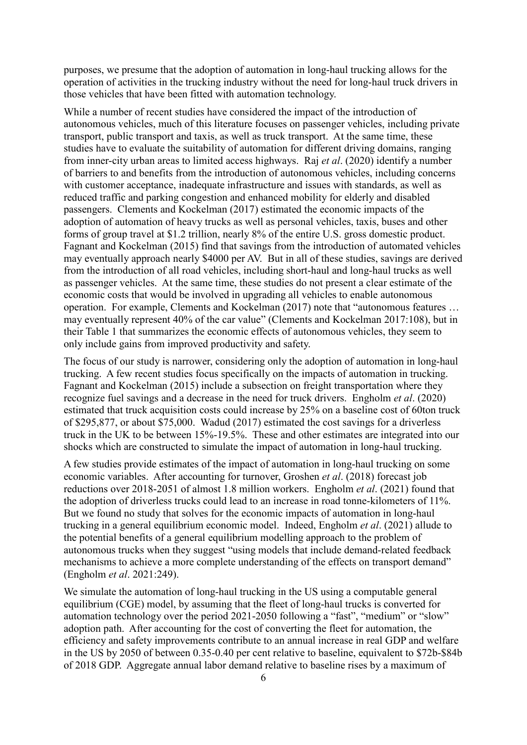purposes, we presume that the adoption of automation in long-haul trucking allows for the operation of activities in the trucking industry without the need for long-haul truck drivers in those vehicles that have been fitted with automation technology.

While a number of recent studies have considered the impact of the introduction of autonomous vehicles, much of this literature focuses on passenger vehicles, including private transport, public transport and taxis, as well as truck transport. At the same time, these studies have to evaluate the suitability of automation for different driving domains, ranging from inner-city urban areas to limited access highways. Raj *et al*. (2020) identify a number of barriers to and benefits from the introduction of autonomous vehicles, including concerns with customer acceptance, inadequate infrastructure and issues with standards, as well as reduced traffic and parking congestion and enhanced mobility for elderly and disabled passengers. Clements and Kockelman (2017) estimated the economic impacts of the adoption of automation of heavy trucks as well as personal vehicles, taxis, buses and other forms of group travel at $1.2 trillion, nearly 8% of the entire U.S. gross domestic product. Fagnant and Kockelman (2015) find that savings from the introduction of automated vehicles may eventually approach nearly $4000 per AV. But in all of these studies, savings are derived from the introduction of all road vehicles, including short-haul and long-haul trucks as well as passenger vehicles. At the same time, these studies do not present a clear estimate of the economic costs that would be involved in upgrading all vehicles to enable autonomous operation. For example, Clements and Kockelman (2017) note that "autonomous features … may eventually represent 40% of the car value" (Clements and Kockelman 2017:108), but in their Table 1 that summarizes the economic effects of autonomous vehicles, they seem to only include gains from improved productivity and safety.

The focus of our study is narrower, considering only the adoption of automation in long-haul trucking. A few recent studies focus specifically on the impacts of automation in trucking. Fagnant and Kockelman (2015) include a subsection on freight transportation where they recognize fuel savings and a decrease in the need for truck drivers. Engholm *et al*. (2020) estimated that truck acquisition costs could increase by 25% on a baseline cost of 60ton truck of $295,877, or about $75,000. Wadud (2017) estimated the cost savings for a driverless truck in the UK to be between 15%-19.5%. These and other estimates are integrated into our shocks which are constructed to simulate the impact of automation in long-haul trucking.

A few studies provide estimates of the impact of automation in long-haul trucking on some economic variables. After accounting for turnover, Groshen *et al*. (2018) forecast job reductions over 2018-2051 of almost 1.8 million workers. Engholm *et al*. (2021) found that the adoption of driverless trucks could lead to an increase in road tonne-kilometers of 11%. But we found no study that solves for the economic impacts of automation in long-haul trucking in a general equilibrium economic model. Indeed, Engholm *et al*. (2021) allude to the potential benefits of a general equilibrium modelling approach to the problem of autonomous trucks when they suggest "using models that include demand-related feedback mechanisms to achieve a more complete understanding of the effects on transport demand" (Engholm *et al*. 2021:249).

We simulate the automation of long-haul trucking in the US using a computable general equilibrium (CGE) model, by assuming that the fleet of long-haul trucks is converted for automation technology over the period 2021-2050 following a "fast", "medium" or "slow" adoption path. After accounting for the cost of converting the fleet for automation, the efficiency and safety improvements contribute to an annual increase in real GDP and welfare in the US by 2050 of between 0.35-0.40 per cent relative to baseline, equivalent to $72b-$84b of 2018 GDP. Aggregate annual labor demand relative to baseline rises by a maximum of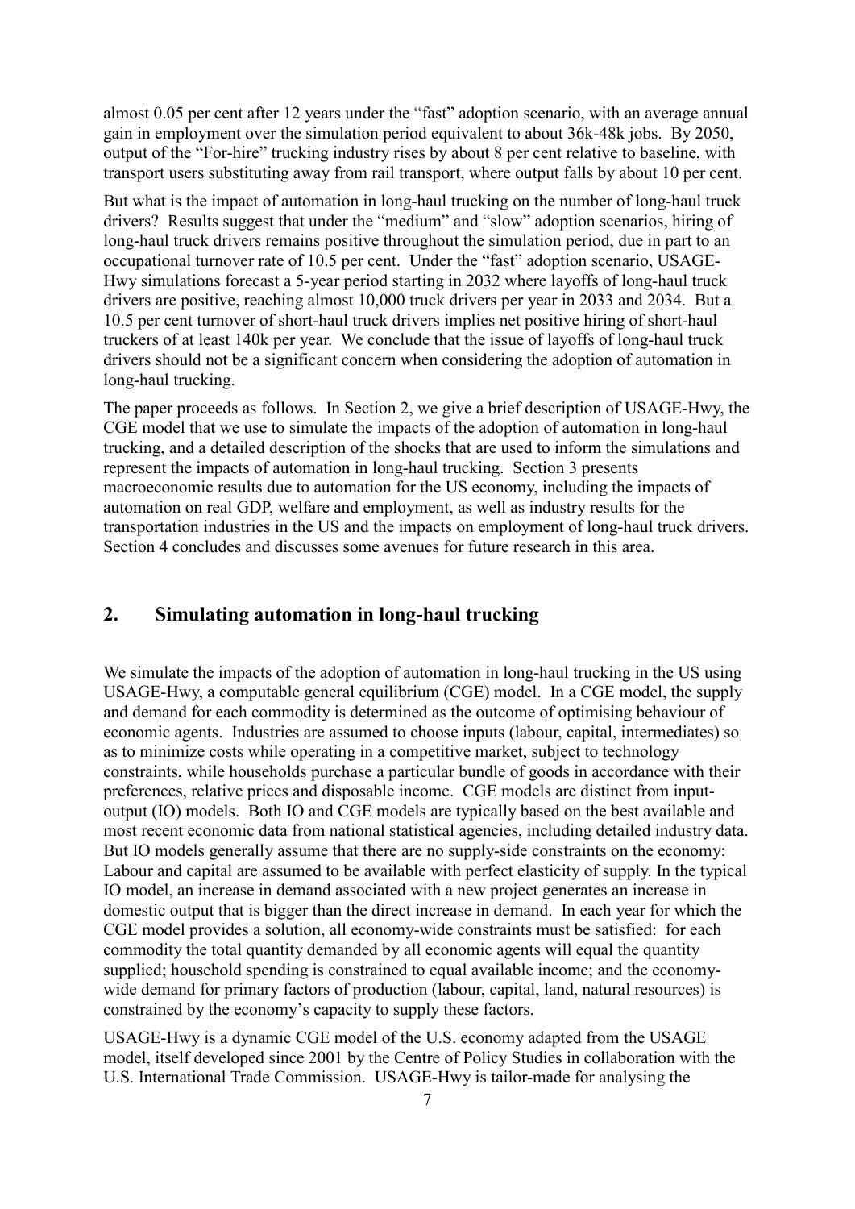almost 0.05 per cent after 12 years under the "fast" adoption scenario, with an average annual gain in employment over the simulation period equivalent to about 36k-48k jobs. By 2050, output of the "For-hire" trucking industry rises by about 8 per cent relative to baseline, with transport users substituting away from rail transport, where output falls by about 10 per cent.

But what is the impact of automation in long-haul trucking on the number of long-haul truck drivers? Results suggest that under the "medium" and "slow" adoption scenarios, hiring of long-haul truck drivers remains positive throughout the simulation period, due in part to an occupational turnover rate of 10.5 per cent. Under the "fast" adoption scenario, USAGE-Hwy simulations forecast a 5-year period starting in 2032 where layoffs of long-haul truck drivers are positive, reaching almost 10,000 truck drivers per year in 2033 and 2034. But a 10.5 per cent turnover of short-haul truck drivers implies net positive hiring of short-haul truckers of at least 140k per year. We conclude that the issue of layoffs of long-haul truck drivers should not be a significant concern when considering the adoption of automation in long-haul trucking.

The paper proceeds as follows. In Section 2, we give a brief description of USAGE-Hwy, the CGE model that we use to simulate the impacts of the adoption of automation in long-haul trucking, and a detailed description of the shocks that are used to inform the simulations and represent the impacts of automation in long-haul trucking. Section 3 presents macroeconomic results due to automation for the US economy, including the impacts of automation on real GDP, welfare and employment, as well as industry results for the transportation industries in the US and the impacts on employment of long-haul truck drivers. Section 4 concludes and discusses some avenues for future research in this area.

## 2. Simulating automation in long-haul trucking

We simulate the impacts of the adoption of automation in long-haul trucking in the US using USAGE-Hwy, a computable general equilibrium (CGE) model. In a CGE model, the supply and demand for each commodity is determined as the outcome of optimising behaviour of economic agents. Industries are assumed to choose inputs (labour, capital, intermediates) so as to minimize costs while operating in a competitive market, subject to technology constraints, while households purchase a particular bundle of goods in accordance with their preferences, relative prices and disposable income. CGE models are distinct from input-output (IO) models. Both IO and CGE models are typically based on the best available and most recent economic data from national statistical agencies, including detailed industry data. But IO models generally assume that there are no supply-side constraints on the economy: Labour and capital are assumed to be available with perfect elasticity of supply. In the typical IO model, an increase in demand associated with a new project generates an increase in domestic output that is bigger than the direct increase in demand. In each year for which the CGE model provides a solution, all economy-wide constraints must be satisfied: for each commodity the total quantity demanded by all economic agents will equal the quantity supplied; household spending is constrained to equal available income; and the economy-wide demand for primary factors of production (labour, capital, land, natural resources) is constrained by the economy's capacity to supply these factors.

USAGE-Hwy is a dynamic CGE model of the U.S. economy adapted from the USAGE model, itself developed since 2001 by the Centre of Policy Studies in collaboration with the U.S. International Trade Commission. USAGE-Hwy is tailor-made for analysing the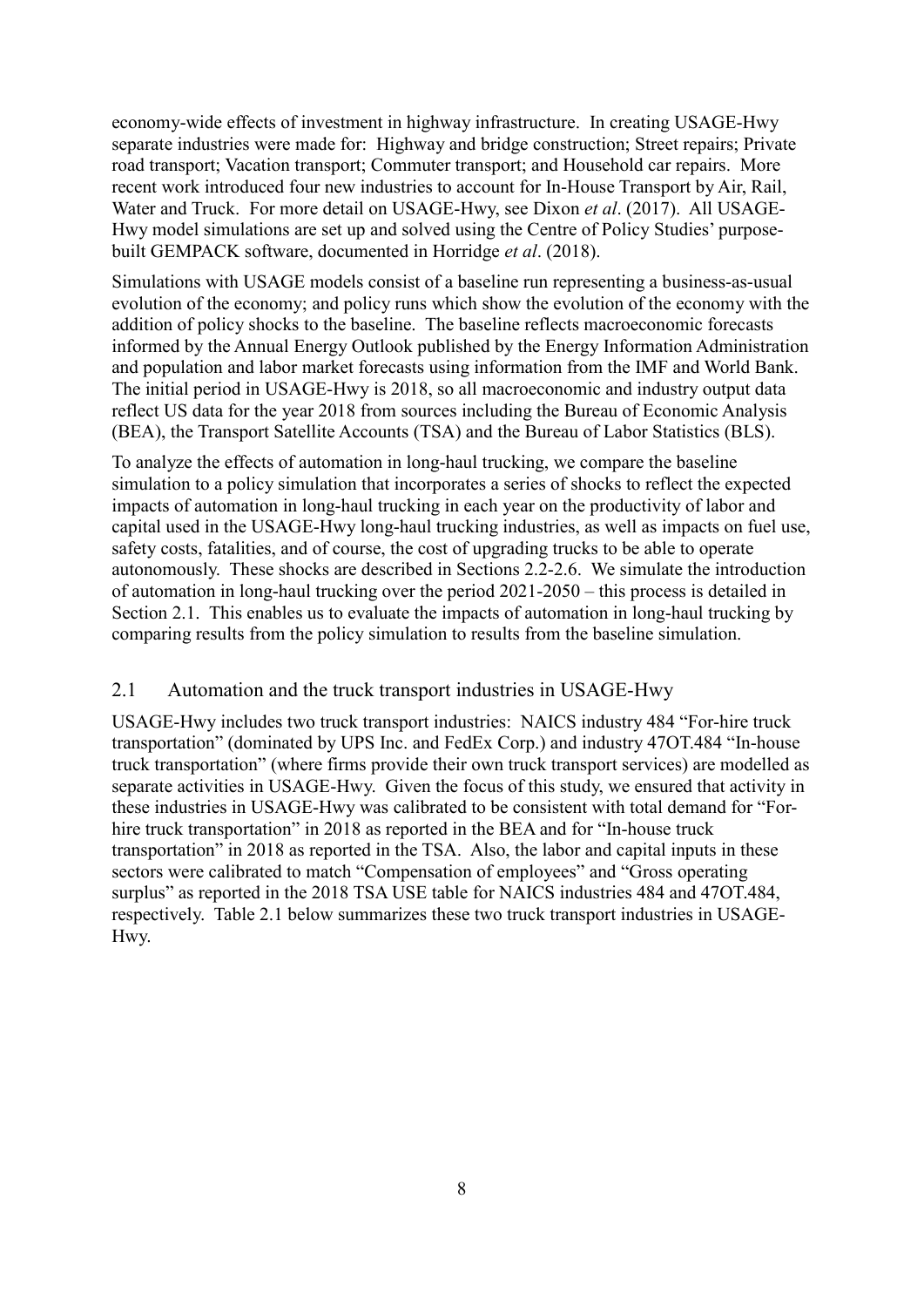economy-wide effects of investment in highway infrastructure. In creating USAGE-Hwy separate industries were made for: Highway and bridge construction; Street repairs; Private road transport; Vacation transport; Commuter transport; and Household car repairs. More recent work introduced four new industries to account for In-House Transport by Air, Rail, Water and Truck. For more detail on USAGE-Hwy, see Dixon *et al*. (2017). All USAGE-Hwy model simulations are set up and solved using the Centre of Policy Studies' purpose-built GEMPACK software, documented in Horridge *et al*. (2018).

Simulations with USAGE models consist of a baseline run representing a business-as-usual evolution of the economy; and policy runs which show the evolution of the economy with the addition of policy shocks to the baseline. The baseline reflects macroeconomic forecasts informed by the Annual Energy Outlook published by the Energy Information Administration and population and labor market forecasts using information from the IMF and World Bank. The initial period in USAGE-Hwy is 2018, so all macroeconomic and industry output data reflect US data for the year 2018 from sources including the Bureau of Economic Analysis (BEA), the Transport Satellite Accounts (TSA) and the Bureau of Labor Statistics (BLS).

To analyze the effects of automation in long-haul trucking, we compare the baseline simulation to a policy simulation that incorporates a series of shocks to reflect the expected impacts of automation in long-haul trucking in each year on the productivity of labor and capital used in the USAGE-Hwy long-haul trucking industries, as well as impacts on fuel use, safety costs, fatalities, and of course, the cost of upgrading trucks to be able to operate autonomously. These shocks are described in Sections 2.2-2.6. We simulate the introduction of automation in long-haul trucking over the period 2021-2050 – this process is detailed in Section 2.1. This enables us to evaluate the impacts of automation in long-haul trucking by comparing results from the policy simulation to results from the baseline simulation.

## 2.1 Automation and the truck transport industries in USAGE-Hwy

USAGE-Hwy includes two truck transport industries: NAICS industry 484 "For-hire truck transportation" (dominated by UPS Inc. and FedEx Corp.) and industry 47OT.484 "In-house truck transportation" (where firms provide their own truck transport services) are modelled as separate activities in USAGE-Hwy. Given the focus of this study, we ensured that activity in these industries in USAGE-Hwy was calibrated to be consistent with total demand for "For-hire truck transportation" in 2018 as reported in the BEA and for "In-house truck transportation" in 2018 as reported in the TSA. Also, the labor and capital inputs in these sectors were calibrated to match "Compensation of employees" and "Gross operating surplus" as reported in the 2018 TSA USE table for NAICS industries 484 and 47OT.484, respectively. Table 2.1 below summarizes these two truck transport industries in USAGE-Hwy.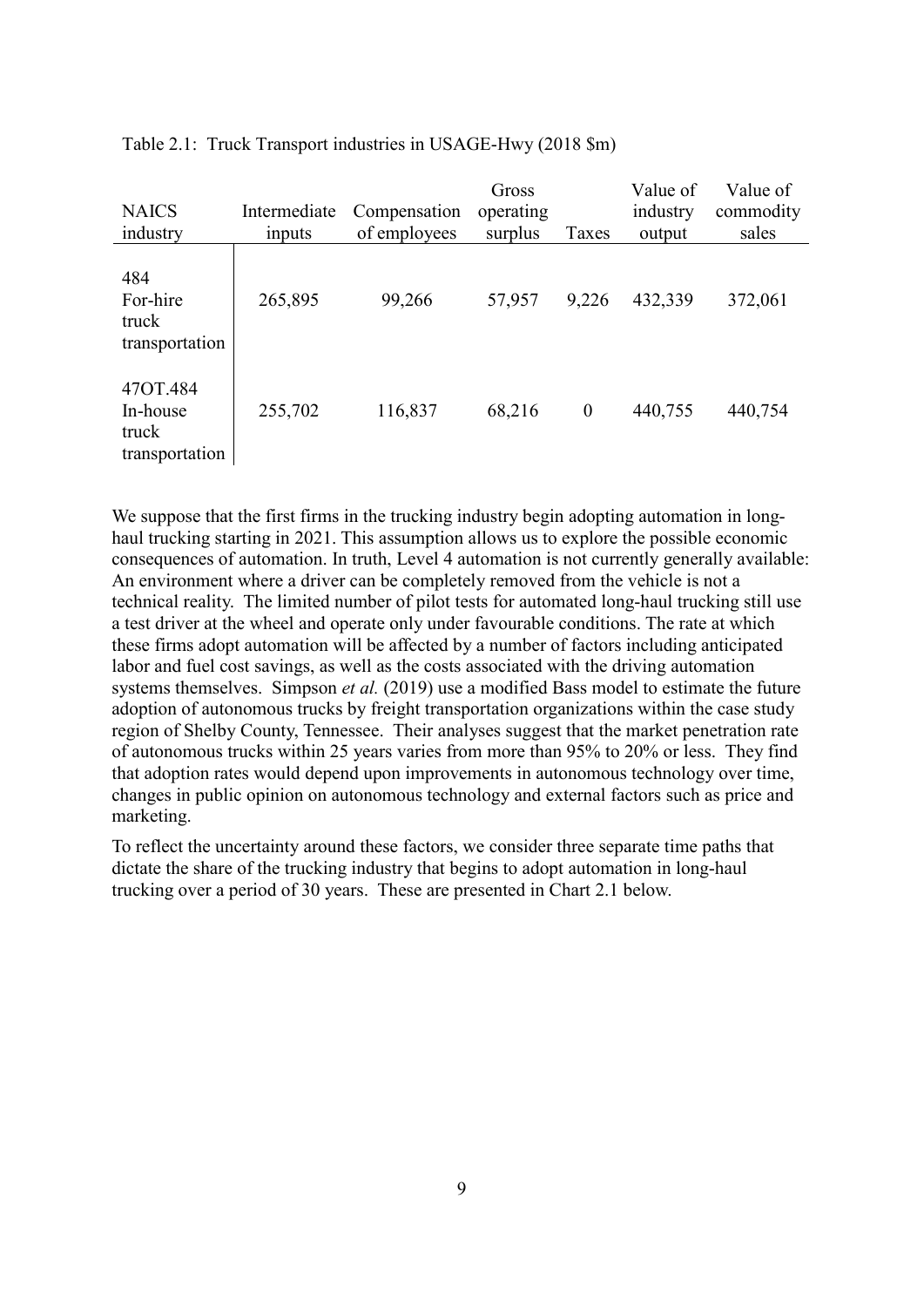Table 2.1: Truck Transport industries in USAGE-Hwy (2018 $m)

| NAICS industry | Intermediate inputs | Compensation of employees | Gross operating surplus | Taxes | Value of industry output | Value of commodity sales |
|---|---|---|---|---|---|---|
| 484 For-hire truck transportation | 265,895 | 99,266 | 57,957 | 9,226 | 432,339 | 372,061 |
| 47OT.484 In-house truck transportation | 255,702 | 116,837 | 68,216 | 0 | 440,755 | 440,754 |

We suppose that the first firms in the trucking industry begin adopting automation in long-haul trucking starting in 2021. This assumption allows us to explore the possible economic consequences of automation. In truth, Level 4 automation is not currently generally available: An environment where a driver can be completely removed from the vehicle is not a technical reality. The limited number of pilot tests for automated long-haul trucking still use a test driver at the wheel and operate only under favourable conditions. The rate at which these firms adopt automation will be affected by a number of factors including anticipated labor and fuel cost savings, as well as the costs associated with the driving automation systems themselves. Simpson *et al.* (2019) use a modified Bass model to estimate the future adoption of autonomous trucks by freight transportation organizations within the case study region of Shelby County, Tennessee. Their analyses suggest that the market penetration rate of autonomous trucks within 25 years varies from more than 95% to 20% or less. They find that adoption rates would depend upon improvements in autonomous technology over time, changes in public opinion on autonomous technology and external factors such as price and marketing.

To reflect the uncertainty around these factors, we consider three separate time paths that dictate the share of the trucking industry that begins to adopt automation in long-haul trucking over a period of 30 years. These are presented in Chart 2.1 below.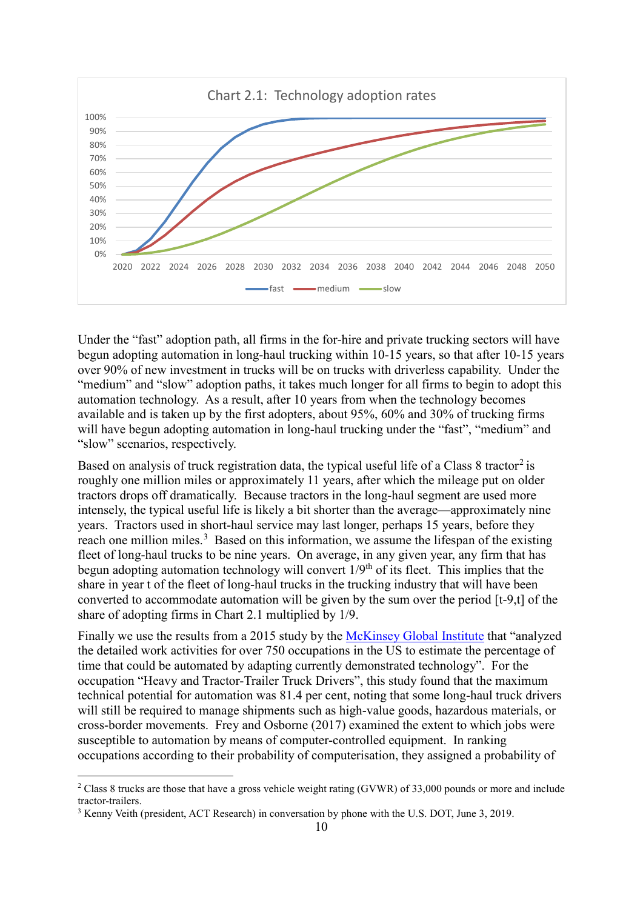Chart 2.1: Technology adoption rates

Under the "fast" adoption path, all firms in the for-hire and private trucking sectors will have begun adopting automation in long-haul trucking within 10-15 years, so that after 10-15 years over 90% of new investment in trucks will be on trucks with driverless capability. Under the "medium" and "slow" adoption paths, it takes much longer for all firms to begin to adopt this automation technology. As a result, after 10 years from when the technology becomes available and is taken up by the first adopters, about 95%, 60% and 30% of trucking firms will have begun adopting automation in long-haul trucking under the "fast", "medium" and "slow" scenarios, respectively.

Based on analysis of truck registration data, the typical useful life of a Class 8 tractor[2] is roughly one million miles or approximately 11 years, after which the mileage put on older tractors drops off dramatically. Because tractors in the long-haul segment are used more intensely, the typical useful life is likely a bit shorter than the average—approximately nine years. Tractors used in short-haul service may last longer, perhaps 15 years, before they reach one million miles.[3] Based on this information, we assume the lifespan of the existing fleet of long-haul trucks to be nine years. On average, in any given year, any firm that has begun adopting automation technology will convert 1/9[th] of its fleet. This implies that the share in year t of the fleet of long-haul trucks in the trucking industry that will have been converted to accommodate automation will be given by the sum over the period [t-9,t] of the share of adopting firms in Chart 2.1 multiplied by 1/9.

Finally we use the results from a 2015 study by the McKinsey Global Institute that "analyzed the detailed work activities for over 750 occupations in the US to estimate the percentage of time that could be automated by adapting currently demonstrated technology". For the occupation "Heavy and Tractor-Trailer Truck Drivers", this study found that the maximum technical potential for automation was 81.4 per cent, noting that some long-haul truck drivers will still be required to manage shipments such as high-value goods, hazardous materials, or cross-border movements. Frey and Osborne (2017) examined the extent to which jobs were susceptible to automation by means of computer-controlled equipment. In ranking occupations according to their probability of computerisation, they assigned a probability of

[2] Class 8 trucks are those that have a gross vehicle weight rating (GVWR) of 33,000 pounds or more and include tractor-trailers.

[3] Kenny Veith (president, ACT Research) in conversation by phone with the U.S. DOT, June 3, 2019.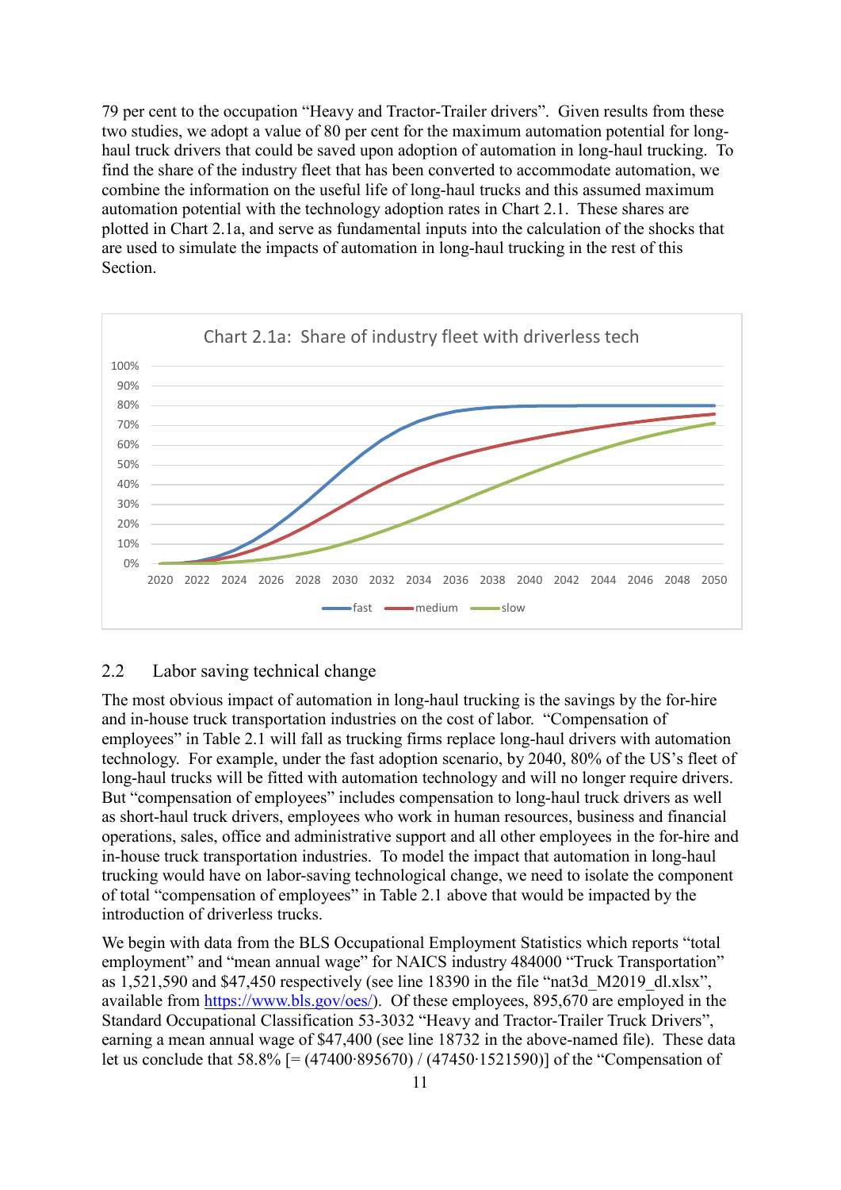79 per cent to the occupation "Heavy and Tractor-Trailer drivers". Given results from these two studies, we adopt a value of 80 per cent for the maximum automation potential for long-haul truck drivers that could be saved upon adoption of automation in long-haul trucking. To find the share of the industry fleet that has been converted to accommodate automation, we combine the information on the useful life of long-haul trucks and this assumed maximum automation potential with the technology adoption rates in Chart 2.1. These shares are plotted in Chart 2.1a, and serve as fundamental inputs into the calculation of the shocks that are used to simulate the impacts of automation in long-haul trucking in the rest of this Section.

Chart 2.1a: Share of industry fleet with driverless tech

## 2.2 Labor saving technical change

The most obvious impact of automation in long-haul trucking is the savings by the for-hire and in-house truck transportation industries on the cost of labor. "Compensation of employees" in Table 2.1 will fall as trucking firms replace long-haul drivers with automation technology. For example, under the fast adoption scenario, by 2040, 80% of the US's fleet of long-haul trucks will be fitted with automation technology and will no longer require drivers. But "compensation of employees" includes compensation to long-haul truck drivers as well as short-haul truck drivers, employees who work in human resources, business and financial operations, sales, office and administrative support and all other employees in the for-hire and in-house truck transportation industries. To model the impact that automation in long-haul trucking would have on labor-saving technological change, we need to isolate the component of total "compensation of employees" in Table 2.1 above that would be impacted by the introduction of driverless trucks.

We begin with data from the BLS Occupational Employment Statistics which reports "total employment" and "mean annual wage" for NAICS industry 484000 "Truck Transportation" as 1,521,590 and $47,450 respectively (see line 18390 in the file "nat3d_M2019_dl.xlsx", available from https://www.bls.gov/oes/). Of these employees, 895,670 are employed in the Standard Occupational Classification 53-3032 "Heavy and Tractor-Trailer Truck Drivers", earning a mean annual wage of $47,400 (see line 18732 in the above-named file). These data let us conclude that 58.8% [= (47400·895670) / (47450·1521590)] of the "Compensation of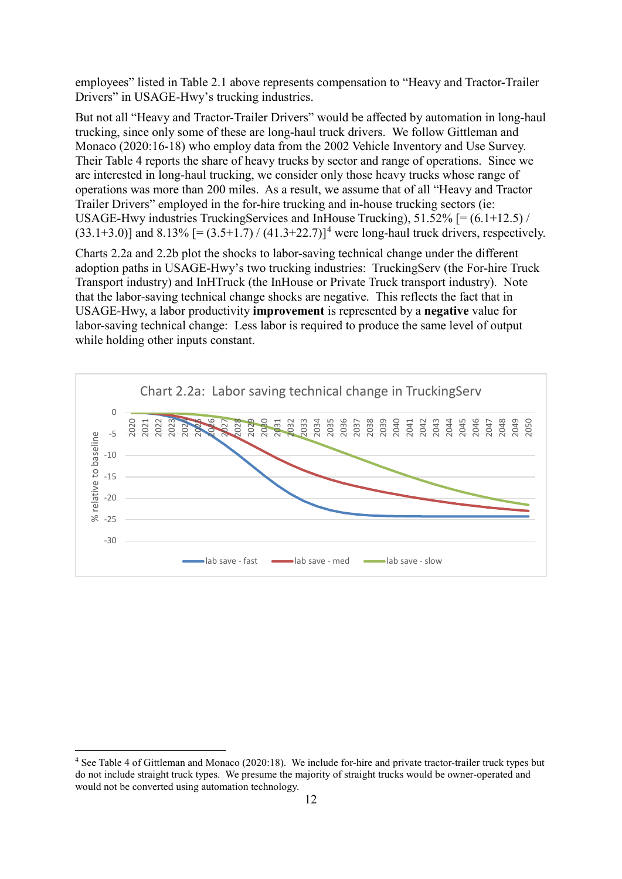employees" listed in Table 2.1 above represents compensation to "Heavy and Tractor-Trailer Drivers" in USAGE-Hwy's trucking industries.

But not all "Heavy and Tractor-Trailer Drivers" would be affected by automation in long-haul trucking, since only some of these are long-haul truck drivers. We follow Gittleman and Monaco (2020:16-18) who employ data from the 2002 Vehicle Inventory and Use Survey. Their Table 4 reports the share of heavy trucks by sector and range of operations. Since we are interested in long-haul trucking, we consider only those heavy trucks whose range of operations was more than 200 miles. As a result, we assume that of all "Heavy and Tractor Trailer Drivers" employed in the for-hire trucking and in-house trucking sectors (ie: USAGE-Hwy industries TruckingServices and InHouse Trucking), 51.52% [= (6.1+12.5) / (33.1+3.0)] and 8.13% [= (3.5+1.7) / (41.3+22.7)][4] were long-haul truck drivers, respectively.

Charts 2.2a and 2.2b plot the shocks to labor-saving technical change under the different adoption paths in USAGE-Hwy's two trucking industries: TruckingServ (the For-hire Truck Transport industry) and InHTruck (the InHouse or Private Truck transport industry). Note that the labor-saving technical change shocks are negative. This reflects the fact that in USAGE-Hwy, a labor productivity **improvement** is represented by a **negative** value for labor-saving technical change: Less labor is required to produce the same level of output while holding other inputs constant.

Chart 2.2a: Labor saving technical change in TruckingServ

[4] See Table 4 of Gittleman and Monaco (2020:18). We include for-hire and private tractor-trailer truck types but do not include straight truck types. We presume the majority of straight trucks would be owner-operated and would not be converted using automation technology.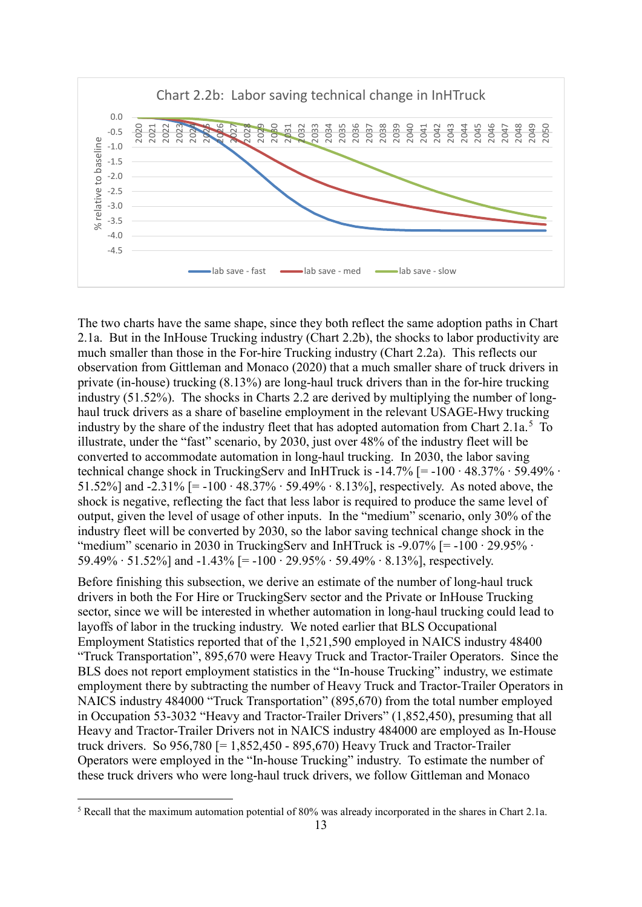Chart 2.2b: Labor saving technical change in InHTruck

The two charts have the same shape, since they both reflect the same adoption paths in Chart 2.1a. But in the InHouse Trucking industry (Chart 2.2b), the shocks to labor productivity are much smaller than those in the For-hire Trucking industry (Chart 2.2a). This reflects our observation from Gittleman and Monaco (2020) that a much smaller share of truck drivers in private (in-house) trucking (8.13%) are long-haul truck drivers than in the for-hire trucking industry (51.52%). The shocks in Charts 2.2 are derived by multiplying the number of long-haul truck drivers as a share of baseline employment in the relevant USAGE-Hwy trucking industry by the share of the industry fleet that has adopted automation from Chart 2.1a.[5] To illustrate, under the "fast" scenario, by 2030, just over 48% of the industry fleet will be converted to accommodate automation in long-haul trucking. In 2030, the labor saving technical change shock in TruckingServ and InHTruck is -14.7% [= -100 · 48.37% · 59.49% · 51.52%] and -2.31% [= -100 · 48.37% · 59.49% · 8.13%], respectively. As noted above, the shock is negative, reflecting the fact that less labor is required to produce the same level of output, given the level of usage of other inputs. In the "medium" scenario, only 30% of the industry fleet will be converted by 2030, so the labor saving technical change shock in the "medium" scenario in 2030 in TruckingServ and InHTruck is -9.07% [= -100 · 29.95% · 59.49% · 51.52%] and -1.43% [= -100 · 29.95% · 59.49% · 8.13%], respectively.

Before finishing this subsection, we derive an estimate of the number of long-haul truck drivers in both the For Hire or TruckingServ sector and the Private or InHouse Trucking sector, since we will be interested in whether automation in long-haul trucking could lead to layoffs of labor in the trucking industry. We noted earlier that BLS Occupational Employment Statistics reported that of the 1,521,590 employed in NAICS industry 48400 "Truck Transportation", 895,670 were Heavy Truck and Tractor-Trailer Operators. Since the BLS does not report employment statistics in the "In-house Trucking" industry, we estimate employment there by subtracting the number of Heavy Truck and Tractor-Trailer Operators in NAICS industry 484000 "Truck Transportation" (895,670) from the total number employed in Occupation 53-3032 "Heavy and Tractor-Trailer Drivers" (1,852,450), presuming that all Heavy and Tractor-Trailer Drivers not in NAICS industry 484000 are employed as In-House truck drivers. So 956,780 [= 1,852,450 - 895,670) Heavy Truck and Tractor-Trailer Operators were employed in the "In-house Trucking" industry. To estimate the number of these truck drivers who were long-haul truck drivers, we follow Gittleman and Monaco

[5] Recall that the maximum automation potential of 80% was already incorporated in the shares in Chart 2.1a.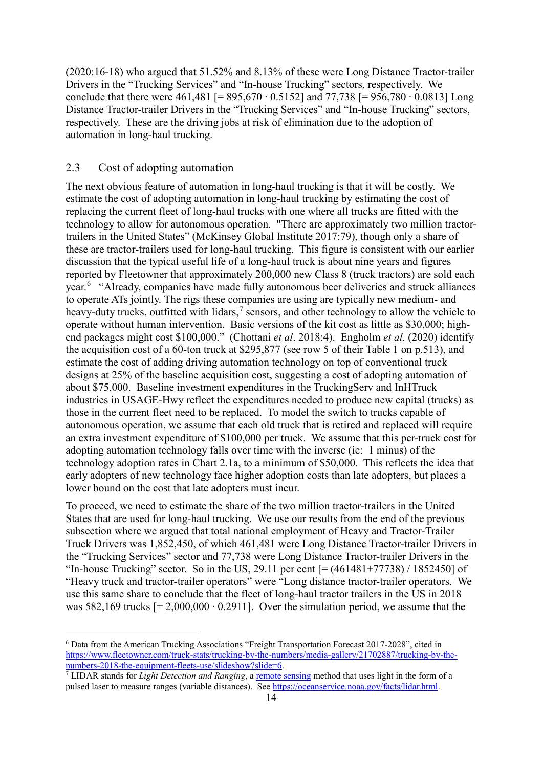(2020:16-18) who argued that 51.52% and 8.13% of these were Long Distance Tractor-trailer Drivers in the "Trucking Services" and "In-house Trucking" sectors, respectively. We conclude that there were 461,481 [= 895,670 · 0.5152] and 77,738 [= 956,780 · 0.0813] Long Distance Tractor-trailer Drivers in the "Trucking Services" and "In-house Trucking" sectors, respectively. These are the driving jobs at risk of elimination due to the adoption of automation in long-haul trucking.

## 2.3 Cost of adopting automation

The next obvious feature of automation in long-haul trucking is that it will be costly. We estimate the cost of adopting automation in long-haul trucking by estimating the cost of replacing the current fleet of long-haul trucks with one where all trucks are fitted with the technology to allow for autonomous operation. "There are approximately two million tractor-trailers in the United States" (McKinsey Global Institute 2017:79), though only a share of these are tractor-trailers used for long-haul trucking. This figure is consistent with our earlier discussion that the typical useful life of a long-haul truck is about nine years and figures reported by Fleetowner that approximately 200,000 new Class 8 (truck tractors) are sold each year.[6] "Already, companies have made fully autonomous beer deliveries and struck alliances to operate ATs jointly. The rigs these companies are using are typically new medium- and heavy-duty trucks, outfitted with lidars,[7] sensors, and other technology to allow the vehicle to operate without human intervention. Basic versions of the kit cost as little as $30,000; high-end packages might cost $100,000." (Chottani *et al*. 2018:4). Engholm *et al.* (2020) identify the acquisition cost of a 60-ton truck at $295,877 (see row 5 of their Table 1 on p.513), and estimate the cost of adding driving automation technology on top of conventional truck designs at 25% of the baseline acquisition cost, suggesting a cost of adopting automation of about $75,000. Baseline investment expenditures in the TruckingServ and InHTruck industries in USAGE-Hwy reflect the expenditures needed to produce new capital (trucks) as those in the current fleet need to be replaced. To model the switch to trucks capable of autonomous operation, we assume that each old truck that is retired and replaced will require an extra investment expenditure of $100,000 per truck. We assume that this per-truck cost for adopting automation technology falls over time with the inverse (ie: 1 minus) of the technology adoption rates in Chart 2.1a, to a minimum of $50,000. This reflects the idea that early adopters of new technology face higher adoption costs than late adopters, but places a lower bound on the cost that late adopters must incur.

To proceed, we need to estimate the share of the two million tractor-trailers in the United States that are used for long-haul trucking. We use our results from the end of the previous subsection where we argued that total national employment of Heavy and Tractor-Trailer Truck Drivers was 1,852,450, of which 461,481 were Long Distance Tractor-trailer Drivers in the "Trucking Services" sector and 77,738 were Long Distance Tractor-trailer Drivers in the "In-house Trucking" sector. So in the US, 29.11 per cent [= (461481+77738) / 1852450] of "Heavy truck and tractor-trailer operators" were "Long distance tractor-trailer operators. We use this same share to conclude that the fleet of long-haul tractor trailers in the US in 2018 was 582,169 trucks [= 2,000,000 · 0.2911]. Over the simulation period, we assume that the

---

[6] Data from the American Trucking Associations "Freight Transportation Forecast 2017-2028", cited in https://www.fleetowner.com/truck-stats/trucking-by-the-numbers/media-gallery/21702887/trucking-by-the-numbers-2018-the-equipment-fleets-use/slideshow?slide=6.

[7] LIDAR stands for *Light Detection and Ranging*, a remote sensing method that uses light in the form of a pulsed laser to measure ranges (variable distances). See https://oceanservice.noaa.gov/facts/lidar.html.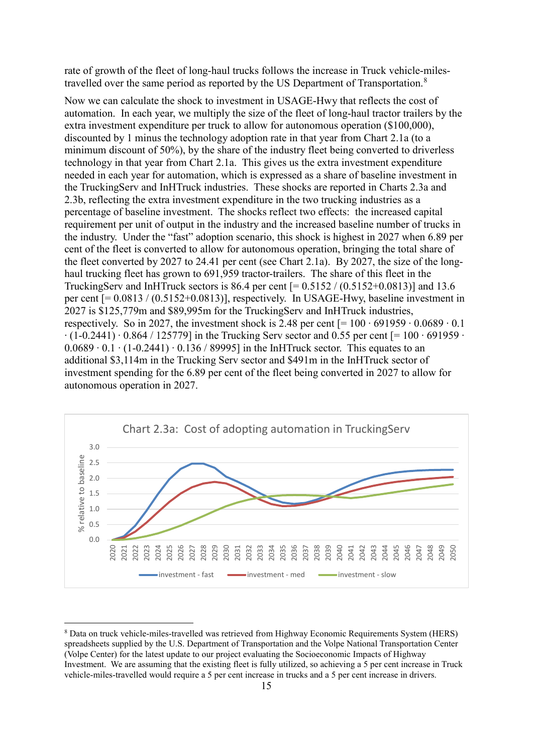rate of growth of the fleet of long-haul trucks follows the increase in Truck vehicle-miles-travelled over the same period as reported by the US Department of Transportation.[8]

Now we can calculate the shock to investment in USAGE-Hwy that reflects the cost of automation. In each year, we multiply the size of the fleet of long-haul tractor trailers by the extra investment expenditure per truck to allow for autonomous operation ($100,000), discounted by 1 minus the technology adoption rate in that year from Chart 2.1a (to a minimum discount of 50%), by the share of the industry fleet being converted to driverless technology in that year from Chart 2.1a. This gives us the extra investment expenditure needed in each year for automation, which is expressed as a share of baseline investment in the TruckingServ and InHTruck industries. These shocks are reported in Charts 2.3a and 2.3b, reflecting the extra investment expenditure in the two trucking industries as a percentage of baseline investment. The shocks reflect two effects: the increased capital requirement per unit of output in the industry and the increased baseline number of trucks in the industry. Under the "fast" adoption scenario, this shock is highest in 2027 when 6.89 per cent of the fleet is converted to allow for autonomous operation, bringing the total share of the fleet converted by 2027 to 24.41 per cent (see Chart 2.1a). By 2027, the size of the long-haul trucking fleet has grown to 691,959 tractor-trailers. The share of this fleet in the TruckingServ and InHTruck sectors is 86.4 per cent [= 0.5152 / (0.5152+0.0813)] and 13.6 per cent [= 0.0813 / (0.5152+0.0813)], respectively. In USAGE-Hwy, baseline investment in 2027 is $125,779m and $89,995m for the TruckingServ and InHTruck industries, respectively. So in 2027, the investment shock is 2.48 per cent [= 100 · 691959 · 0.0689 · 0.1 · (1-0.2441) · 0.864 / 125779] in the Trucking Serv sector and 0.55 per cent [= 100 · 691959 · 0.0689 · 0.1 · (1-0.2441) · 0.136 / 89995] in the InHTruck sector. This equates to an additional $3,114m in the Trucking Serv sector and $491m in the InHTruck sector of investment spending for the 6.89 per cent of the fleet being converted in 2027 to allow for autonomous operation in 2027.

Chart 2.3a: Cost of adopting automation in TruckingServ

[8] Data on truck vehicle-miles-travelled was retrieved from Highway Economic Requirements System (HERS) spreadsheets supplied by the U.S. Department of Transportation and the Volpe National Transportation Center (Volpe Center) for the latest update to our project evaluating the Socioeconomic Impacts of Highway Investment. We are assuming that the existing fleet is fully utilized, so achieving a 5 per cent increase in Truck vehicle-miles-travelled would require a 5 per cent increase in trucks and a 5 per cent increase in drivers.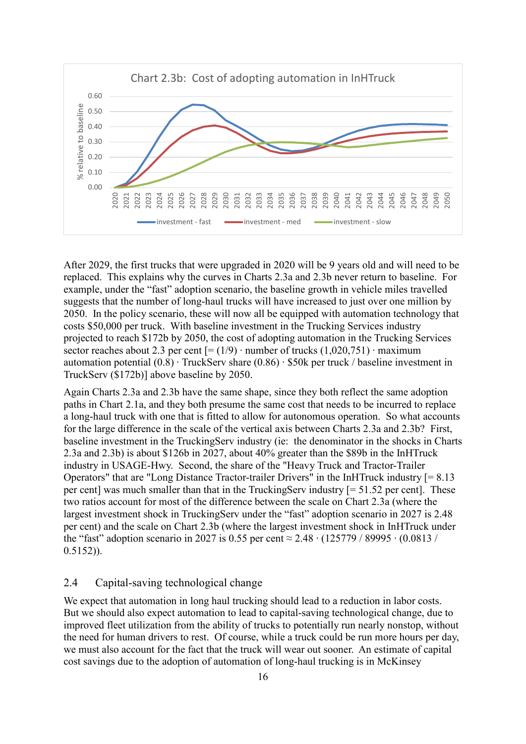Chart 2.3b: Cost of adopting automation in InHTruck

After 2029, the first trucks that were upgraded in 2020 will be 9 years old and will need to be replaced. This explains why the curves in Charts 2.3a and 2.3b never return to baseline. For example, under the "fast" adoption scenario, the baseline growth in vehicle miles travelled suggests that the number of long-haul trucks will have increased to just over one million by 2050. In the policy scenario, these will now all be equipped with automation technology that costs \$50,000 per truck. With baseline investment in the Trucking Services industry projected to reach \$172b by 2050, the cost of adopting automation in the Trucking Services sector reaches about 2.3 per cent [= (1/9) · number of trucks (1,020,751) · maximum automation potential (0.8) · TruckServ share (0.86) · \$50k per truck / baseline investment in TruckServ (\$172b)] above baseline by 2050.

Again Charts 2.3a and 2.3b have the same shape, since they both reflect the same adoption paths in Chart 2.1a, and they both presume the same cost that needs to be incurred to replace a long-haul truck with one that is fitted to allow for autonomous operation. So what accounts for the large difference in the scale of the vertical axis between Charts 2.3a and 2.3b? First, baseline investment in the TruckingServ industry (ie: the denominator in the shocks in Charts 2.3a and 2.3b) is about \$126b in 2027, about 40% greater than the \$89b in the InHTruck industry in USAGE-Hwy. Second, the share of the "Heavy Truck and Tractor-Trailer Operators" that are "Long Distance Tractor-trailer Drivers" in the InHTruck industry [= 8.13 per cent] was much smaller than that in the TruckingServ industry [= 51.52 per cent]. These two ratios account for most of the difference between the scale on Chart 2.3a (where the largest investment shock in TruckingServ under the "fast" adoption scenario in 2027 is 2.48 per cent) and the scale on Chart 2.3b (where the largest investment shock in InHTruck under the "fast" adoption scenario in 2027 is 0.55 per cent ≈ 2.48 · (125779 / 89995 · (0.0813 / 0.5152)).

## 2.4 Capital-saving technological change

We expect that automation in long haul trucking should lead to a reduction in labor costs. But we should also expect automation to lead to capital-saving technological change, due to improved fleet utilization from the ability of trucks to potentially run nearly nonstop, without the need for human drivers to rest. Of course, while a truck could be run more hours per day, we must also account for the fact that the truck will wear out sooner. An estimate of capital cost savings due to the adoption of automation of long-haul trucking is in McKinsey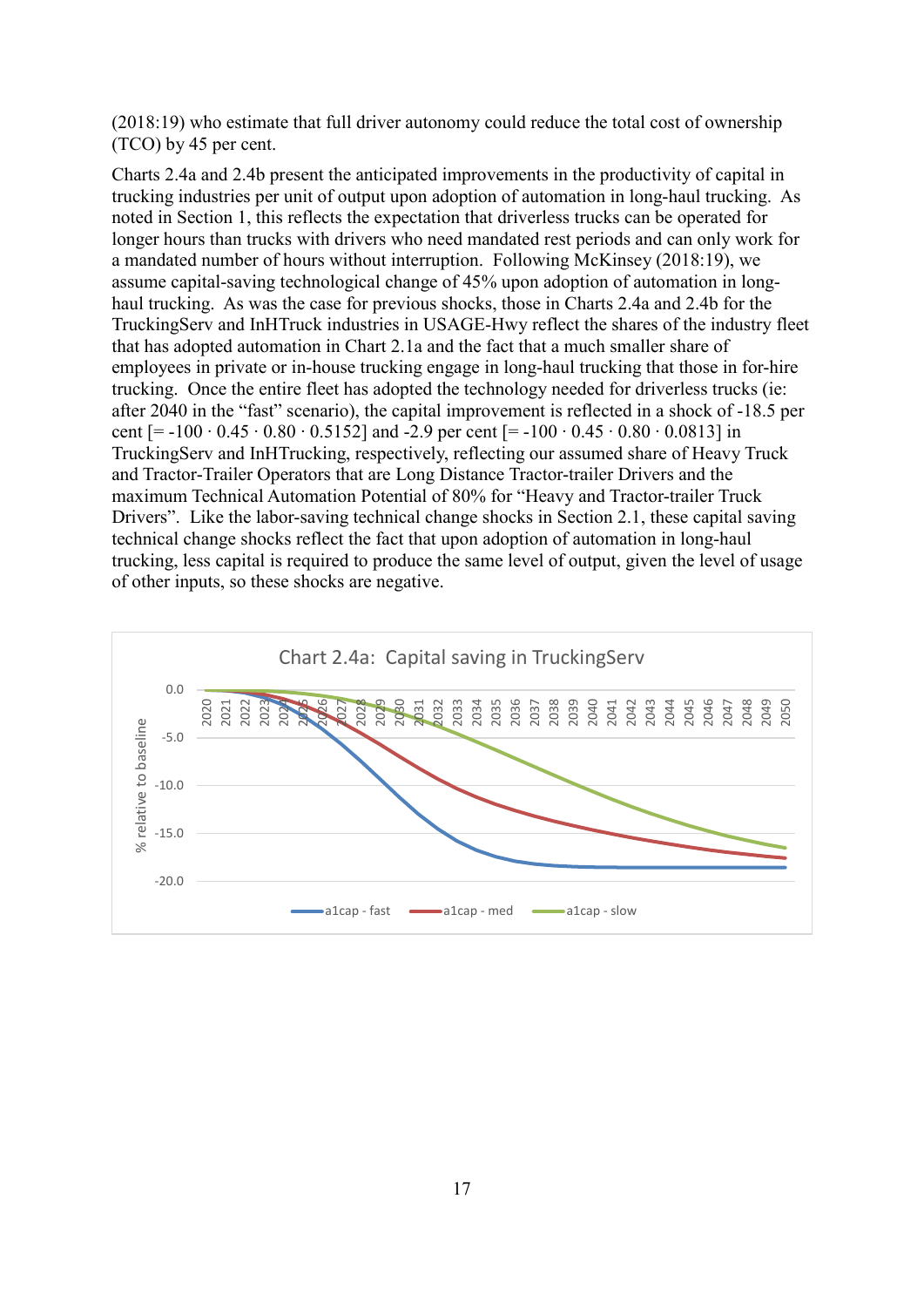(2018:19) who estimate that full driver autonomy could reduce the total cost of ownership (TCO) by 45 per cent.

Charts 2.4a and 2.4b present the anticipated improvements in the productivity of capital in trucking industries per unit of output upon adoption of automation in long-haul trucking. As noted in Section 1, this reflects the expectation that driverless trucks can be operated for longer hours than trucks with drivers who need mandated rest periods and can only work for a mandated number of hours without interruption. Following McKinsey (2018:19), we assume capital-saving technological change of 45% upon adoption of automation in long-haul trucking. As was the case for previous shocks, those in Charts 2.4a and 2.4b for the TruckingServ and InHTruck industries in USAGE-Hwy reflect the shares of the industry fleet that has adopted automation in Chart 2.1a and the fact that a much smaller share of employees in private or in-house trucking engage in long-haul trucking that those in for-hire trucking. Once the entire fleet has adopted the technology needed for driverless trucks (ie: after 2040 in the "fast" scenario), the capital improvement is reflected in a shock of -18.5 per cent [$= -100 \cdot 0.45 \cdot 0.80 \cdot 0.5152$] and -2.9 per cent [$= -100 \cdot 0.45 \cdot 0.80 \cdot 0.0813$] in TruckingServ and InHTrucking, respectively, reflecting our assumed share of Heavy Truck and Tractor-Trailer Operators that are Long Distance Tractor-trailer Drivers and the maximum Technical Automation Potential of 80% for "Heavy and Tractor-trailer Truck Drivers". Like the labor-saving technical change shocks in Section 2.1, these capital saving technical change shocks reflect the fact that upon adoption of automation in long-haul trucking, less capital is required to produce the same level of output, given the level of usage of other inputs, so these shocks are negative.

Chart 2.4a: Capital saving in TruckingServ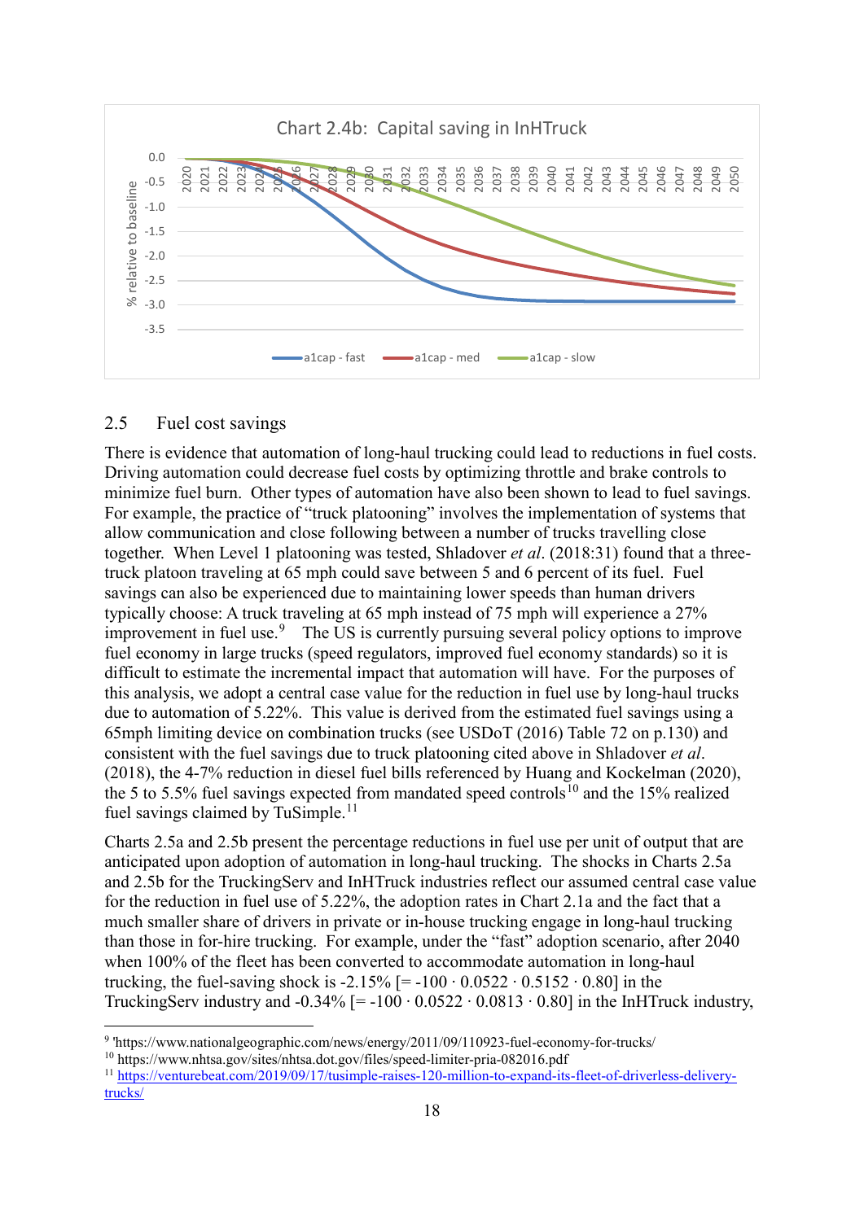Chart 2.4b: Capital saving in InHTruck

## 2.5 Fuel cost savings

There is evidence that automation of long-haul trucking could lead to reductions in fuel costs. Driving automation could decrease fuel costs by optimizing throttle and brake controls to minimize fuel burn. Other types of automation have also been shown to lead to fuel savings. For example, the practice of "truck platooning" involves the implementation of systems that allow communication and close following between a number of trucks travelling close together. When Level 1 platooning was tested, Shladover *et al*. (2018:31) found that a three-truck platoon traveling at 65 mph could save between 5 and 6 percent of its fuel. Fuel savings can also be experienced due to maintaining lower speeds than human drivers typically choose: A truck traveling at 65 mph instead of 75 mph will experience a 27% improvement in fuel use.[9] The US is currently pursuing several policy options to improve fuel economy in large trucks (speed regulators, improved fuel economy standards) so it is difficult to estimate the incremental impact that automation will have. For the purposes of this analysis, we adopt a central case value for the reduction in fuel use by long-haul trucks due to automation of 5.22%. This value is derived from the estimated fuel savings using a 65mph limiting device on combination trucks (see USDoT (2016) Table 72 on p.130) and consistent with the fuel savings due to truck platooning cited above in Shladover *et al*. (2018), the 4-7% reduction in diesel fuel bills referenced by Huang and Kockelman (2020), the 5 to 5.5% fuel savings expected from mandated speed controls[10] and the 15% realized fuel savings claimed by TuSimple.[11]

Charts 2.5a and 2.5b present the percentage reductions in fuel use per unit of output that are anticipated upon adoption of automation in long-haul trucking. The shocks in Charts 2.5a and 2.5b for the TruckingServ and InHTruck industries reflect our assumed central case value for the reduction in fuel use of 5.22%, the adoption rates in Chart 2.1a and the fact that a much smaller share of drivers in private or in-house trucking engage in long-haul trucking than those in for-hire trucking. For example, under the "fast" adoption scenario, after 2040 when 100% of the fleet has been converted to accommodate automation in long-haul trucking, the fuel-saving shock is -2.15% [= -100 · 0.0522 · 0.5152 · 0.80] in the TruckingServ industry and -0.34% [= -100 · 0.0522 · 0.0813 · 0.80] in the InHTruck industry,

---

[9] 'https://www.nationalgeographic.com/news/energy/2011/09/110923-fuel-economy-for-trucks/

[10] https://www.nhtsa.gov/sites/nhtsa.dot.gov/files/speed-limiter-pria-082016.pdf

[11] https://venturebeat.com/2019/09/17/tusimple-raises-120-million-to-expand-its-fleet-of-driverless-delivery-trucks/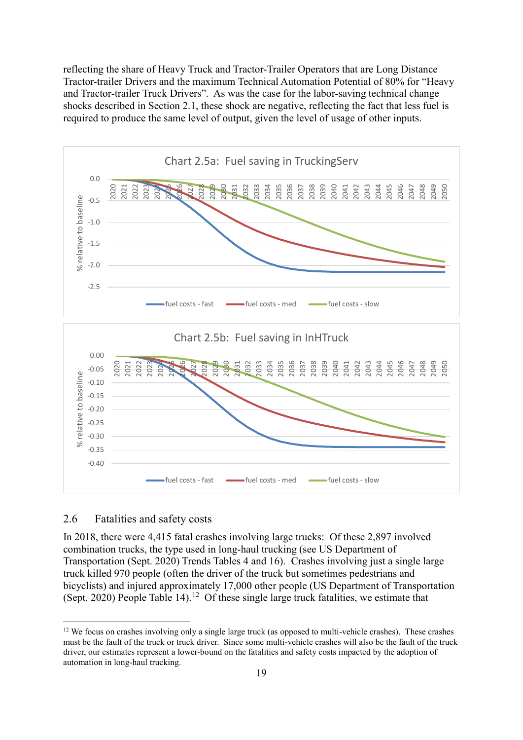reflecting the share of Heavy Truck and Tractor-Trailer Operators that are Long Distance Tractor-trailer Drivers and the maximum Technical Automation Potential of 80% for "Heavy and Tractor-trailer Truck Drivers". As was the case for the labor-saving technical change shocks described in Section 2.1, these shock are negative, reflecting the fact that less fuel is required to produce the same level of output, given the level of usage of other inputs.

Chart 2.5a: Fuel saving in TruckingServ

Chart 2.5b: Fuel saving in InHTruck

## 2.6 Fatalities and safety costs

In 2018, there were 4,415 fatal crashes involving large trucks: Of these 2,897 involved combination trucks, the type used in long-haul trucking (see US Department of Transportation (Sept. 2020) Trends Tables 4 and 16). Crashes involving just a single large truck killed 970 people (often the driver of the truck but sometimes pedestrians and bicyclists) and injured approximately 17,000 other people (US Department of Transportation (Sept. 2020) People Table 14).[12] Of these single large truck fatalities, we estimate that

[12] We focus on crashes involving only a single large truck (as opposed to multi-vehicle crashes). These crashes must be the fault of the truck or truck driver. Since some multi-vehicle crashes will also be the fault of the truck driver, our estimates represent a lower-bound on the fatalities and safety costs impacted by the adoption of automation in long-haul trucking.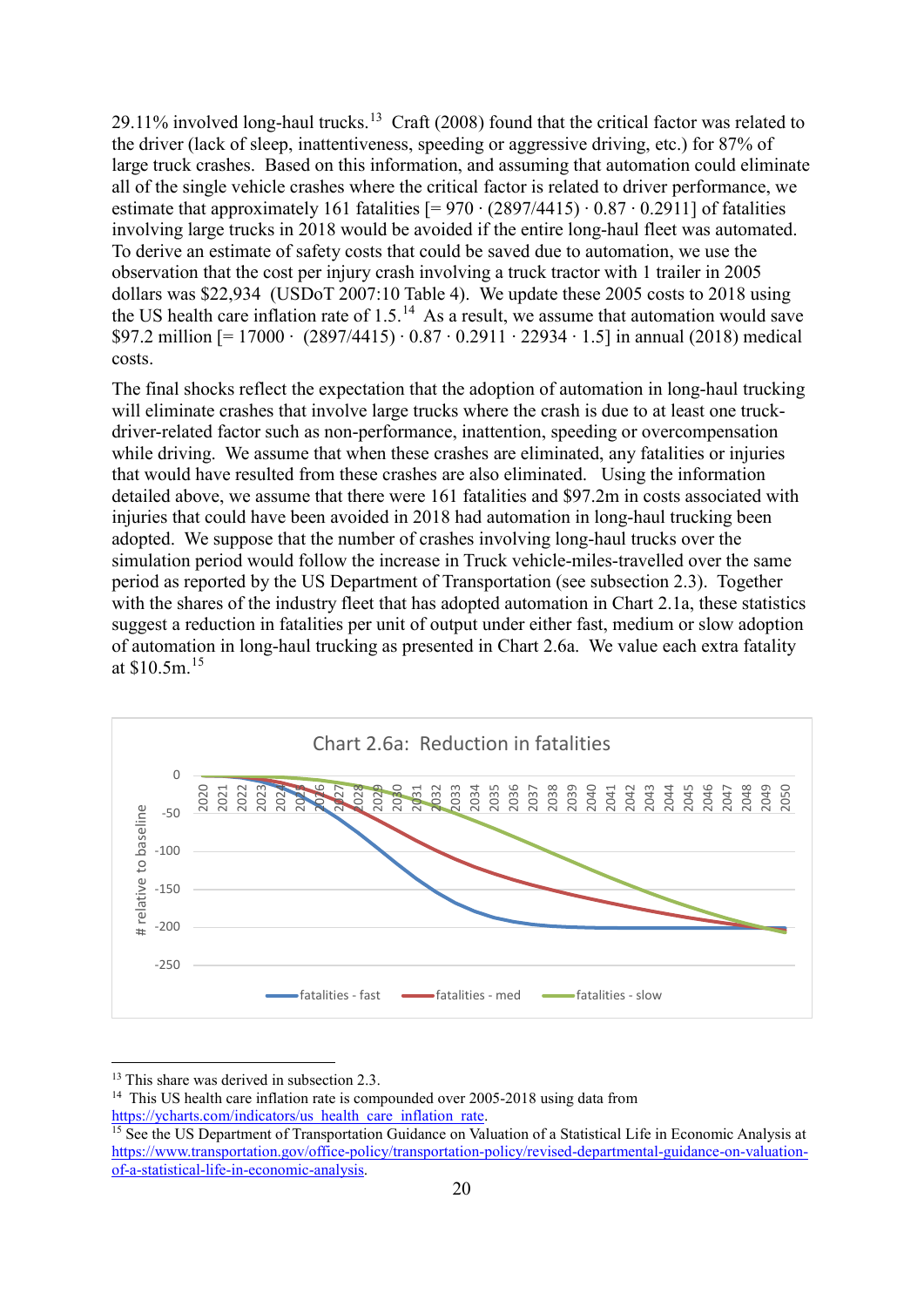29.11% involved long-haul trucks.[13] Craft (2008) found that the critical factor was related to the driver (lack of sleep, inattentiveness, speeding or aggressive driving, etc.) for 87% of large truck crashes. Based on this information, and assuming that automation could eliminate all of the single vehicle crashes where the critical factor is related to driver performance, we estimate that approximately 161 fatalities [= $970 \cdot (2897/4415) \cdot 0.87 \cdot 0.2911$] of fatalities involving large trucks in 2018 would be avoided if the entire long-haul fleet was automated. To derive an estimate of safety costs that could be saved due to automation, we use the observation that the cost per injury crash involving a truck tractor with 1 trailer in 2005 dollars was $22,934 (USDoT 2007:10 Table 4). We update these 2005 costs to 2018 using the US health care inflation rate of 1.5.[14] As a result, we assume that automation would save $97.2 million [= $17000 \cdot (2897/4415) \cdot 0.87 \cdot 0.2911 \cdot 22934 \cdot 1.5$] in annual (2018) medical costs.

The final shocks reflect the expectation that the adoption of automation in long-haul trucking will eliminate crashes that involve large trucks where the crash is due to at least one truck-driver-related factor such as non-performance, inattention, speeding or overcompensation while driving. We assume that when these crashes are eliminated, any fatalities or injuries that would have resulted from these crashes are also eliminated. Using the information detailed above, we assume that there were 161 fatalities and $97.2m in costs associated with injuries that could have been avoided in 2018 had automation in long-haul trucking been adopted. We suppose that the number of crashes involving long-haul trucks over the simulation period would follow the increase in Truck vehicle-miles-travelled over the same period as reported by the US Department of Transportation (see subsection 2.3). Together with the shares of the industry fleet that has adopted automation in Chart 2.1a, these statistics suggest a reduction in fatalities per unit of output under either fast, medium or slow adoption of automation in long-haul trucking as presented in Chart 2.6a. We value each extra fatality at $10.5m.[15]

Chart 2.6a: Reduction in fatalities

---

[13] This share was derived in subsection 2.3.

[14] This US health care inflation rate is compounded over 2005-2018 using data from https://ycharts.com/indicators/us_health_care_inflation_rate.

[15] See the US Department of Transportation Guidance on Valuation of a Statistical Life in Economic Analysis at https://www.transportation.gov/office-policy/transportation-policy/revised-departmental-guidance-on-valuation-of-a-statistical-life-in-economic-analysis.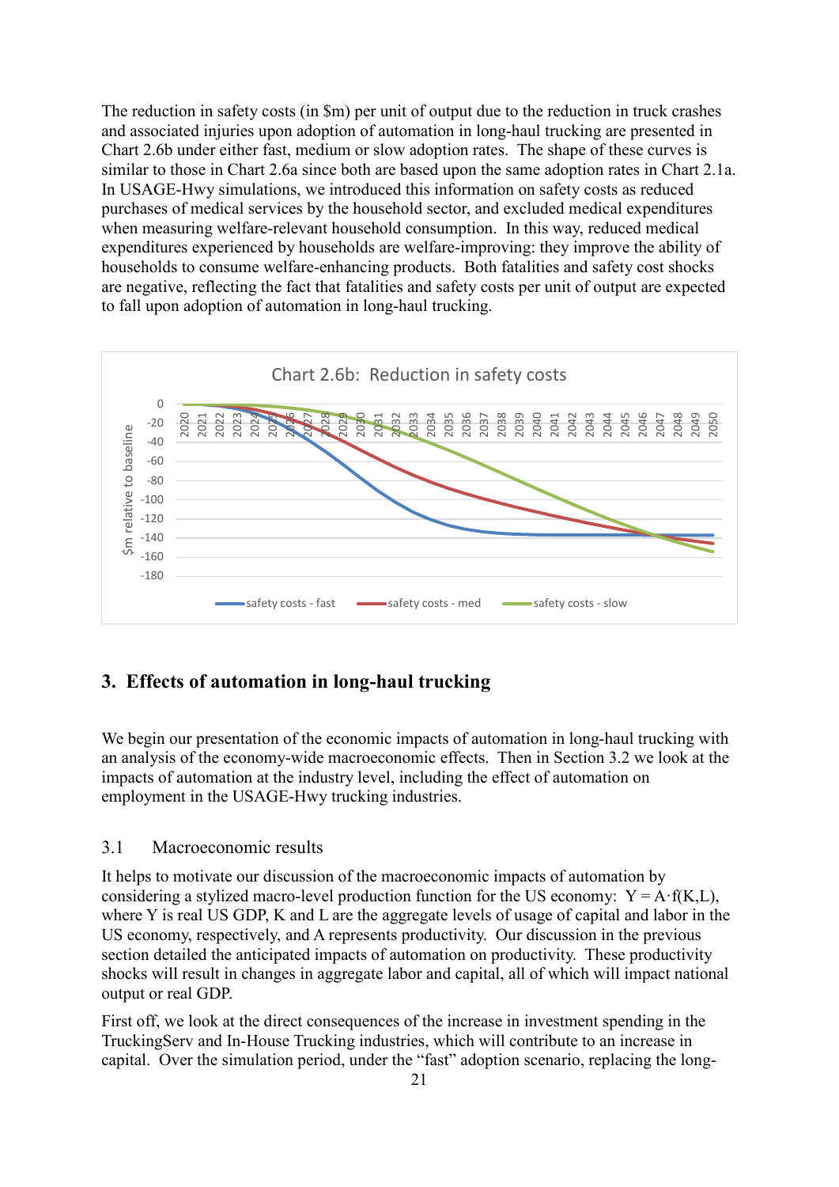The reduction in safety costs (in $m) per unit of output due to the reduction in truck crashes and associated injuries upon adoption of automation in long-haul trucking are presented in Chart 2.6b under either fast, medium or slow adoption rates. The shape of these curves is similar to those in Chart 2.6a since both are based upon the same adoption rates in Chart 2.1a. In USAGE-Hwy simulations, we introduced this information on safety costs as reduced purchases of medical services by the household sector, and excluded medical expenditures when measuring welfare-relevant household consumption. In this way, reduced medical expenditures experienced by households are welfare-improving: they improve the ability of households to consume welfare-enhancing products. Both fatalities and safety cost shocks are negative, reflecting the fact that fatalities and safety costs per unit of output are expected to fall upon adoption of automation in long-haul trucking.

Chart 2.6b: Reduction in safety costs

## 3. Effects of automation in long-haul trucking

We begin our presentation of the economic impacts of automation in long-haul trucking with an analysis of the economy-wide macroeconomic effects. Then in Section 3.2 we look at the impacts of automation at the industry level, including the effect of automation on employment in the USAGE-Hwy trucking industries.

### 3.1 Macroeconomic results

It helps to motivate our discussion of the macroeconomic impacts of automation by considering a stylized macro-level production function for the US economy: $Y = A \cdot f(K,L)$, where Y is real US GDP, K and L are the aggregate levels of usage of capital and labor in the US economy, respectively, and A represents productivity. Our discussion in the previous section detailed the anticipated impacts of automation on productivity. These productivity shocks will result in changes in aggregate labor and capital, all of which will impact national output or real GDP.

First off, we look at the direct consequences of the increase in investment spending in the TruckingServ and In-House Trucking industries, which will contribute to an increase in capital. Over the simulation period, under the "fast" adoption scenario, replacing the long-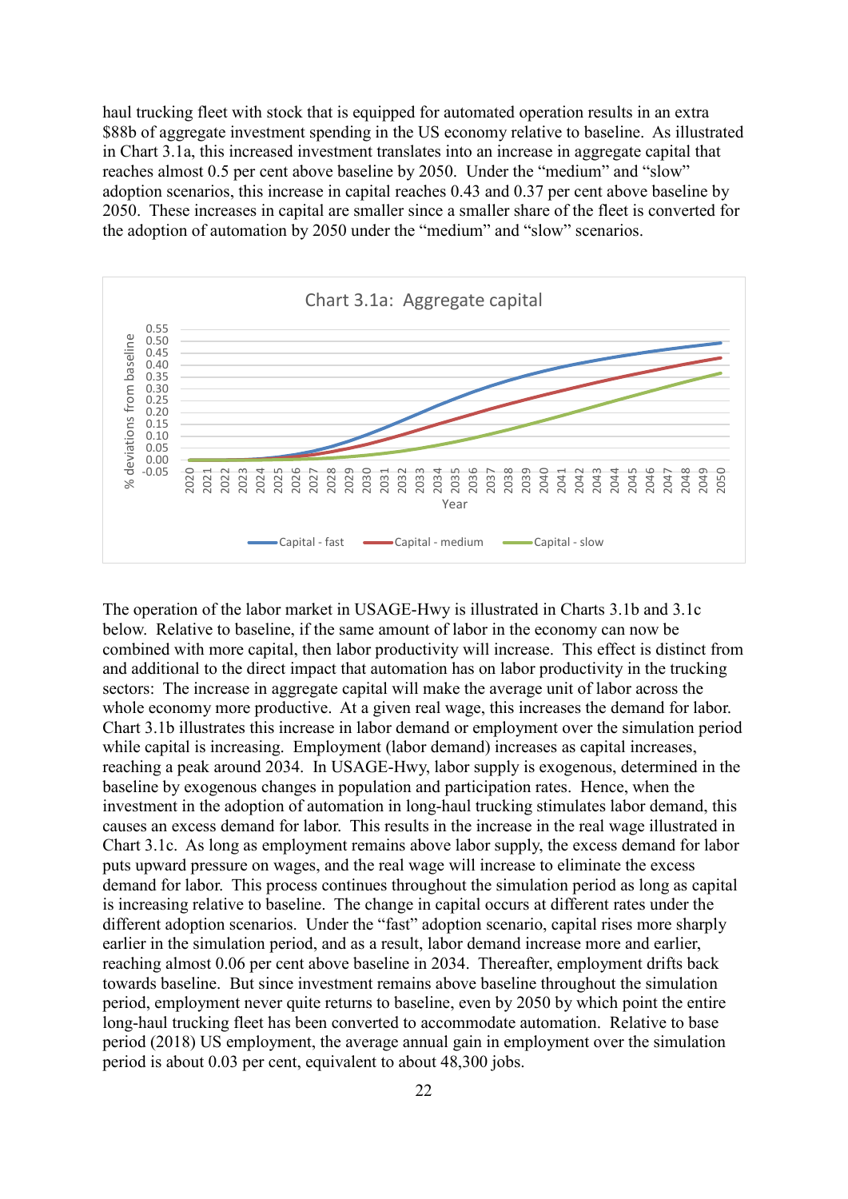haul trucking fleet with stock that is equipped for automated operation results in an extra $88b of aggregate investment spending in the US economy relative to baseline. As illustrated in Chart 3.1a, this increased investment translates into an increase in aggregate capital that reaches almost 0.5 per cent above baseline by 2050. Under the "medium" and "slow" adoption scenarios, this increase in capital reaches 0.43 and 0.37 per cent above baseline by 2050. These increases in capital are smaller since a smaller share of the fleet is converted for the adoption of automation by 2050 under the "medium" and "slow" scenarios.

Chart 3.1a: Aggregate capital

The operation of the labor market in USAGE-Hwy is illustrated in Charts 3.1b and 3.1c below. Relative to baseline, if the same amount of labor in the economy can now be combined with more capital, then labor productivity will increase. This effect is distinct from and additional to the direct impact that automation has on labor productivity in the trucking sectors: The increase in aggregate capital will make the average unit of labor across the whole economy more productive. At a given real wage, this increases the demand for labor. Chart 3.1b illustrates this increase in labor demand or employment over the simulation period while capital is increasing. Employment (labor demand) increases as capital increases, reaching a peak around 2034. In USAGE-Hwy, labor supply is exogenous, determined in the baseline by exogenous changes in population and participation rates. Hence, when the investment in the adoption of automation in long-haul trucking stimulates labor demand, this causes an excess demand for labor. This results in the increase in the real wage illustrated in Chart 3.1c. As long as employment remains above labor supply, the excess demand for labor puts upward pressure on wages, and the real wage will increase to eliminate the excess demand for labor. This process continues throughout the simulation period as long as capital is increasing relative to baseline. The change in capital occurs at different rates under the different adoption scenarios. Under the "fast" adoption scenario, capital rises more sharply earlier in the simulation period, and as a result, labor demand increase more and earlier, reaching almost 0.06 per cent above baseline in 2034. Thereafter, employment drifts back towards baseline. But since investment remains above baseline throughout the simulation period, employment never quite returns to baseline, even by 2050 by which point the entire long-haul trucking fleet has been converted to accommodate automation. Relative to base period (2018) US employment, the average annual gain in employment over the simulation period is about 0.03 per cent, equivalent to about 48,300 jobs.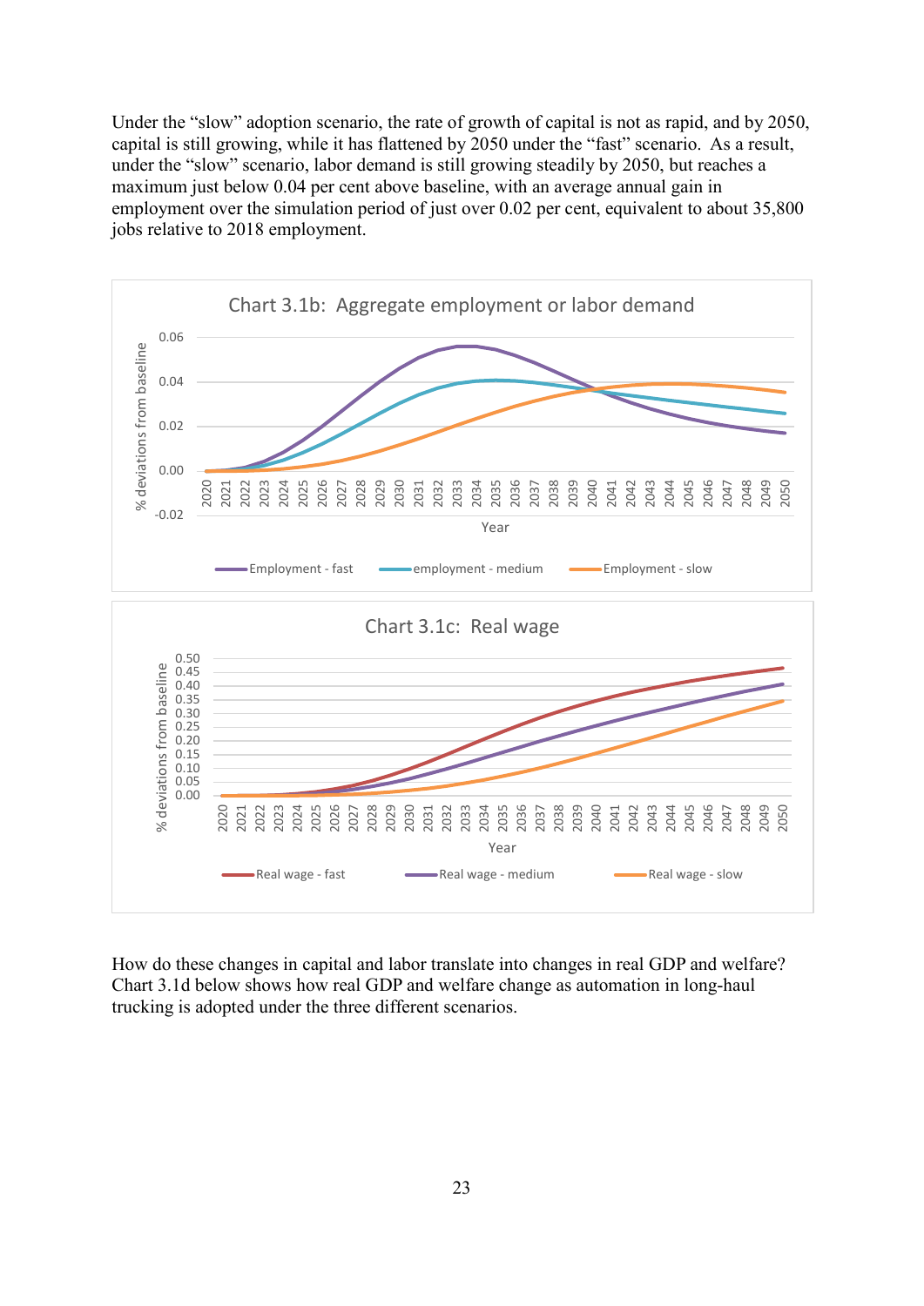Under the "slow" adoption scenario, the rate of growth of capital is not as rapid, and by 2050, capital is still growing, while it has flattened by 2050 under the "fast" scenario. As a result, under the "slow" scenario, labor demand is still growing steadily by 2050, but reaches a maximum just below 0.04 per cent above baseline, with an average annual gain in employment over the simulation period of just over 0.02 per cent, equivalent to about 35,800 jobs relative to 2018 employment.

Chart 3.1b: Aggregate employment or labor demand

Chart 3.1c: Real wage

How do these changes in capital and labor translate into changes in real GDP and welfare? Chart 3.1d below shows how real GDP and welfare change as automation in long-haul trucking is adopted under the three different scenarios.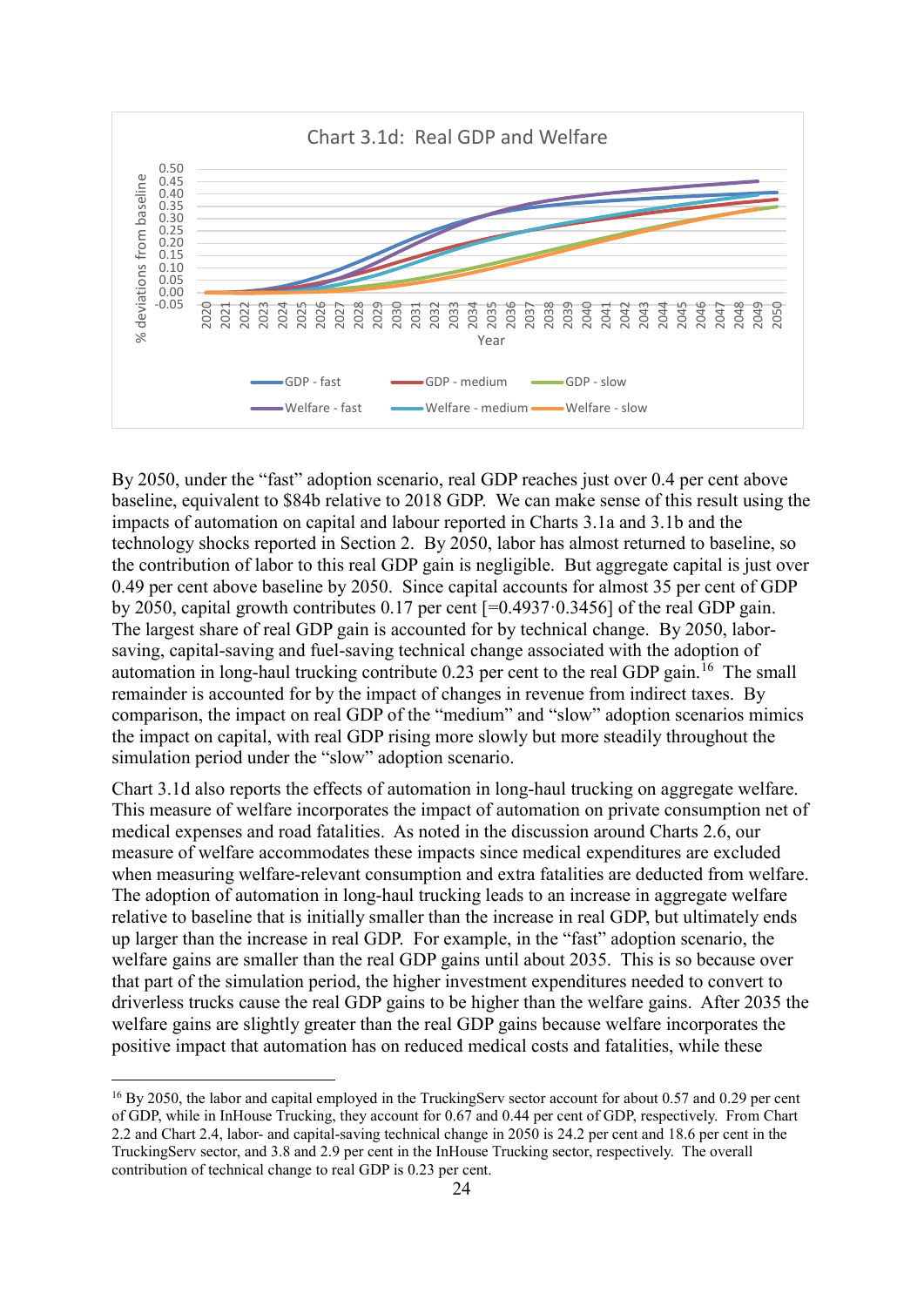Chart 3.1d: Real GDP and Welfare

By 2050, under the "fast" adoption scenario, real GDP reaches just over 0.4 per cent above baseline, equivalent to \$84b relative to 2018 GDP. We can make sense of this result using the impacts of automation on capital and labour reported in Charts 3.1a and 3.1b and the technology shocks reported in Section 2. By 2050, labor has almost returned to baseline, so the contribution of labor to this real GDP gain is negligible. But aggregate capital is just over 0.49 per cent above baseline by 2050. Since capital accounts for almost 35 per cent of GDP by 2050, capital growth contributes 0.17 per cent [=0.4937·0.3456] of the real GDP gain. The largest share of real GDP gain is accounted for by technical change. By 2050, labor-saving, capital-saving and fuel-saving technical change associated with the adoption of automation in long-haul trucking contribute 0.23 per cent to the real GDP gain.[16] The small remainder is accounted for by the impact of changes in revenue from indirect taxes. By comparison, the impact on real GDP of the "medium" and "slow" adoption scenarios mimics the impact on capital, with real GDP rising more slowly but more steadily throughout the simulation period under the "slow" adoption scenario.

Chart 3.1d also reports the effects of automation in long-haul trucking on aggregate welfare. This measure of welfare incorporates the impact of automation on private consumption net of medical expenses and road fatalities. As noted in the discussion around Charts 2.6, our measure of welfare accommodates these impacts since medical expenditures are excluded when measuring welfare-relevant consumption and extra fatalities are deducted from welfare. The adoption of automation in long-haul trucking leads to an increase in aggregate welfare relative to baseline that is initially smaller than the increase in real GDP, but ultimately ends up larger than the increase in real GDP. For example, in the "fast" adoption scenario, the welfare gains are smaller than the real GDP gains until about 2035. This is so because over that part of the simulation period, the higher investment expenditures needed to convert to driverless trucks cause the real GDP gains to be higher than the welfare gains. After 2035 the welfare gains are slightly greater than the real GDP gains because welfare incorporates the positive impact that automation has on reduced medical costs and fatalities, while these

---

[16] By 2050, the labor and capital employed in the TruckingServ sector account for about 0.57 and 0.29 per cent of GDP, while in InHouse Trucking, they account for 0.67 and 0.44 per cent of GDP, respectively. From Chart 2.2 and Chart 2.4, labor- and capital-saving technical change in 2050 is 24.2 per cent and 18.6 per cent in the TruckingServ sector, and 3.8 and 2.9 per cent in the InHouse Trucking sector, respectively. The overall contribution of technical change to real GDP is 0.23 per cent.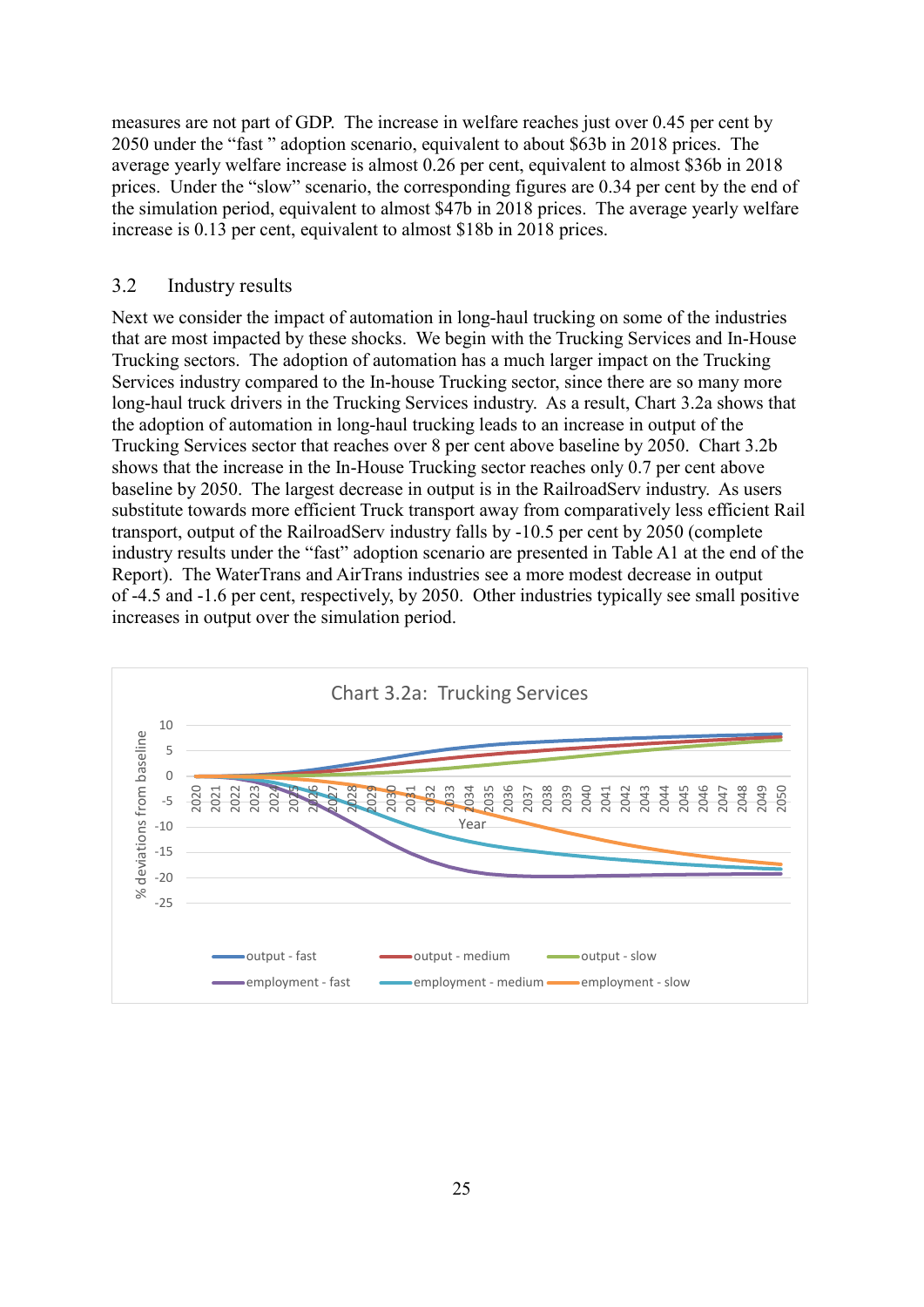measures are not part of GDP. The increase in welfare reaches just over 0.45 per cent by 2050 under the "fast " adoption scenario, equivalent to about $63b in 2018 prices. The average yearly welfare increase is almost 0.26 per cent, equivalent to almost $36b in 2018 prices. Under the "slow" scenario, the corresponding figures are 0.34 per cent by the end of the simulation period, equivalent to almost $47b in 2018 prices. The average yearly welfare increase is 0.13 per cent, equivalent to almost $18b in 2018 prices.

## 3.2 Industry results

Next we consider the impact of automation in long-haul trucking on some of the industries that are most impacted by these shocks. We begin with the Trucking Services and In-House Trucking sectors. The adoption of automation has a much larger impact on the Trucking Services industry compared to the In-house Trucking sector, since there are so many more long-haul truck drivers in the Trucking Services industry. As a result, Chart 3.2a shows that the adoption of automation in long-haul trucking leads to an increase in output of the Trucking Services sector that reaches over 8 per cent above baseline by 2050. Chart 3.2b shows that the increase in the In-House Trucking sector reaches only 0.7 per cent above baseline by 2050. The largest decrease in output is in the RailroadServ industry. As users substitute towards more efficient Truck transport away from comparatively less efficient Rail transport, output of the RailroadServ industry falls by -10.5 per cent by 2050 (complete industry results under the "fast" adoption scenario are presented in Table A1 at the end of the Report). The WaterTrans and AirTrans industries see a more modest decrease in output of -4.5 and -1.6 per cent, respectively, by 2050. Other industries typically see small positive increases in output over the simulation period.

Chart 3.2a: Trucking Services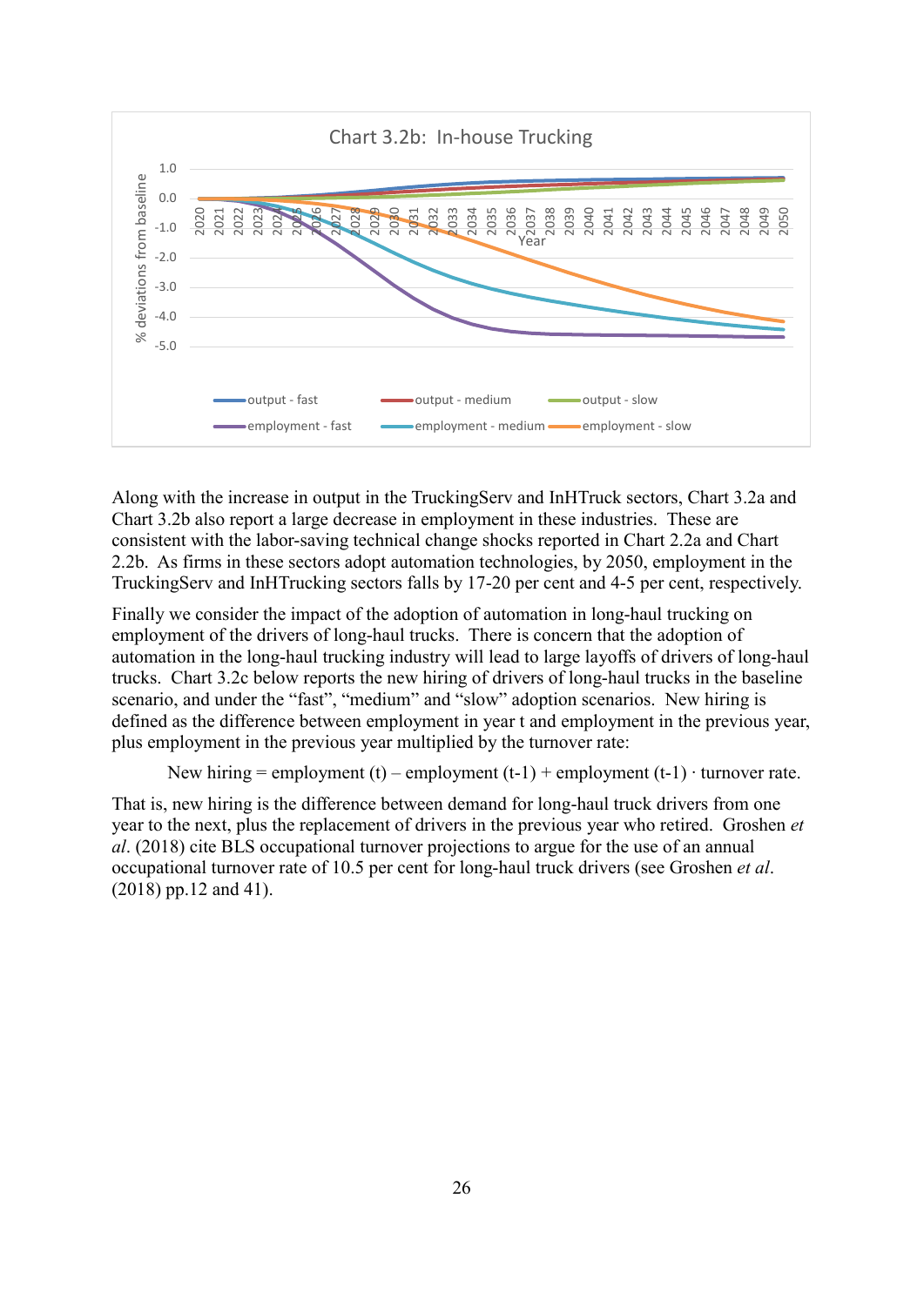Chart 3.2b: In-house Trucking

Along with the increase in output in the TruckingServ and InHTruck sectors, Chart 3.2a and Chart 3.2b also report a large decrease in employment in these industries. These are consistent with the labor-saving technical change shocks reported in Chart 2.2a and Chart 2.2b. As firms in these sectors adopt automation technologies, by 2050, employment in the TruckingServ and InHTrucking sectors falls by 17-20 per cent and 4-5 per cent, respectively.

Finally we consider the impact of the adoption of automation in long-haul trucking on employment of the drivers of long-haul trucks. There is concern that the adoption of automation in the long-haul trucking industry will lead to large layoffs of drivers of long-haul trucks. Chart 3.2c below reports the new hiring of drivers of long-haul trucks in the baseline scenario, and under the "fast", "medium" and "slow" adoption scenarios. New hiring is defined as the difference between employment in year t and employment in the previous year, plus employment in the previous year multiplied by the turnover rate:

New hiring = employment (t) – employment (t-1) + employment (t-1) · turnover rate.

That is, new hiring is the difference between demand for long-haul truck drivers from one year to the next, plus the replacement of drivers in the previous year who retired. Groshen *et al*. (2018) cite BLS occupational turnover projections to argue for the use of an annual occupational turnover rate of 10.5 per cent for long-haul truck drivers (see Groshen *et al*. (2018) pp.12 and 41).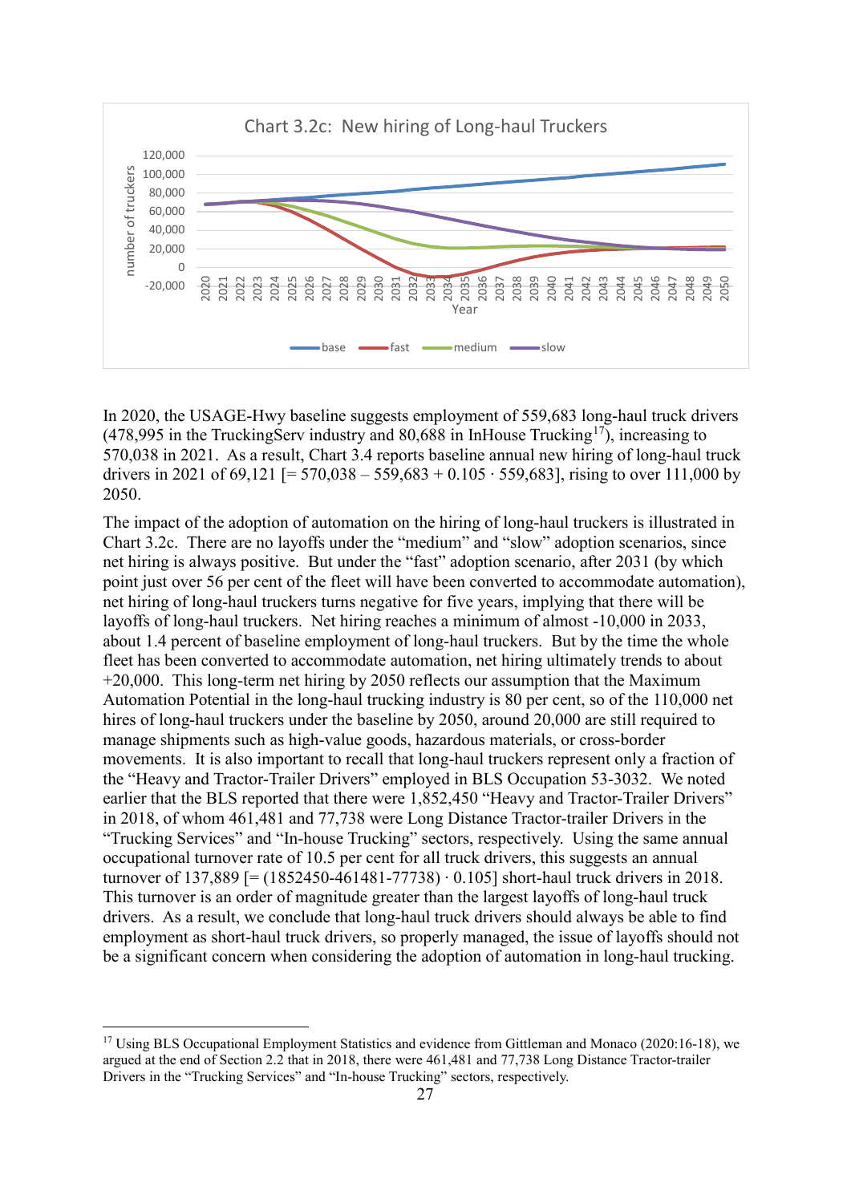Chart 3.2c: New hiring of Long-haul Truckers

In 2020, the USAGE-Hwy baseline suggests employment of 559,683 long-haul truck drivers (478,995 in the TruckingServ industry and 80,688 in InHouse Trucking[17]), increasing to 570,038 in 2021. As a result, Chart 3.4 reports baseline annual new hiring of long-haul truck drivers in 2021 of 69,121 [= 570,038 – 559,683 + 0.105 · 559,683], rising to over 111,000 by 2050.

The impact of the adoption of automation on the hiring of long-haul truckers is illustrated in Chart 3.2c. There are no layoffs under the "medium" and "slow" adoption scenarios, since net hiring is always positive. But under the "fast" adoption scenario, after 2031 (by which point just over 56 per cent of the fleet will have been converted to accommodate automation), net hiring of long-haul truckers turns negative for five years, implying that there will be layoffs of long-haul truckers. Net hiring reaches a minimum of almost -10,000 in 2033, about 1.4 percent of baseline employment of long-haul truckers. But by the time the whole fleet has been converted to accommodate automation, net hiring ultimately trends to about +20,000. This long-term net hiring by 2050 reflects our assumption that the Maximum Automation Potential in the long-haul trucking industry is 80 per cent, so of the 110,000 net hires of long-haul truckers under the baseline by 2050, around 20,000 are still required to manage shipments such as high-value goods, hazardous materials, or cross-border movements. It is also important to recall that long-haul truckers represent only a fraction of the "Heavy and Tractor-Trailer Drivers" employed in BLS Occupation 53-3032. We noted earlier that the BLS reported that there were 1,852,450 "Heavy and Tractor-Trailer Drivers" in 2018, of whom 461,481 and 77,738 were Long Distance Tractor-trailer Drivers in the "Trucking Services" and "In-house Trucking" sectors, respectively. Using the same annual occupational turnover rate of 10.5 per cent for all truck drivers, this suggests an annual turnover of 137,889 [= (1852450-461481-77738) · 0.105] short-haul truck drivers in 2018. This turnover is an order of magnitude greater than the largest layoffs of long-haul truck drivers. As a result, we conclude that long-haul truck drivers should always be able to find employment as short-haul truck drivers, so properly managed, the issue of layoffs should not be a significant concern when considering the adoption of automation in long-haul trucking.

[17] Using BLS Occupational Employment Statistics and evidence from Gittleman and Monaco (2020:16-18), we argued at the end of Section 2.2 that in 2018, there were 461,481 and 77,738 Long Distance Tractor-trailer Drivers in the "Trucking Services" and "In-house Trucking" sectors, respectively.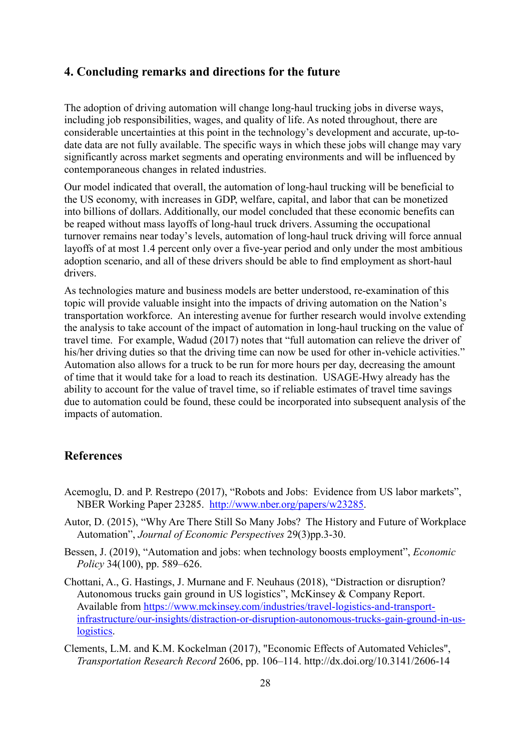## 4. Concluding remarks and directions for the future

The adoption of driving automation will change long-haul trucking jobs in diverse ways, including job responsibilities, wages, and quality of life. As noted throughout, there are considerable uncertainties at this point in the technology's development and accurate, up-to-date data are not fully available. The specific ways in which these jobs will change may vary significantly across market segments and operating environments and will be influenced by contemporaneous changes in related industries.

Our model indicated that overall, the automation of long-haul trucking will be beneficial to the US economy, with increases in GDP, welfare, capital, and labor that can be monetized into billions of dollars. Additionally, our model concluded that these economic benefits can be reaped without mass layoffs of long-haul truck drivers. Assuming the occupational turnover remains near today's levels, automation of long-haul truck driving will force annual layoffs of at most 1.4 percent only over a five-year period and only under the most ambitious adoption scenario, and all of these drivers should be able to find employment as short-haul drivers.

As technologies mature and business models are better understood, re-examination of this topic will provide valuable insight into the impacts of driving automation on the Nation's transportation workforce. An interesting avenue for further research would involve extending the analysis to take account of the impact of automation in long-haul trucking on the value of travel time. For example, Wadud (2017) notes that "full automation can relieve the driver of his/her driving duties so that the driving time can now be used for other in-vehicle activities." Automation also allows for a truck to be run for more hours per day, decreasing the amount of time that it would take for a load to reach its destination. USAGE-Hwy already has the ability to account for the value of travel time, so if reliable estimates of travel time savings due to automation could be found, these could be incorporated into subsequent analysis of the impacts of automation.

## References

Acemoglu, D. and P. Restrepo (2017), "Robots and Jobs: Evidence from US labor markets", NBER Working Paper 23285. http://www.nber.org/papers/w23285.

Autor, D. (2015), "Why Are There Still So Many Jobs? The History and Future of Workplace Automation", *Journal of Economic Perspectives* 29(3)pp.3-30.

Bessen, J. (2019), "Automation and jobs: when technology boosts employment", *Economic Policy* 34(100), pp. 589–626.

Chottani, A., G. Hastings, J. Murnane and F. Neuhaus (2018), "Distraction or disruption? Autonomous trucks gain ground in US logistics", McKinsey & Company Report. Available from https://www.mckinsey.com/industries/travel-logistics-and-transport-infrastructure/our-insights/distraction-or-disruption-autonomous-trucks-gain-ground-in-us-logistics.

Clements, L.M. and K.M. Kockelman (2017), "Economic Effects of Automated Vehicles", *Transportation Research Record* 2606, pp. 106–114. http://dx.doi.org/10.3141/2606-14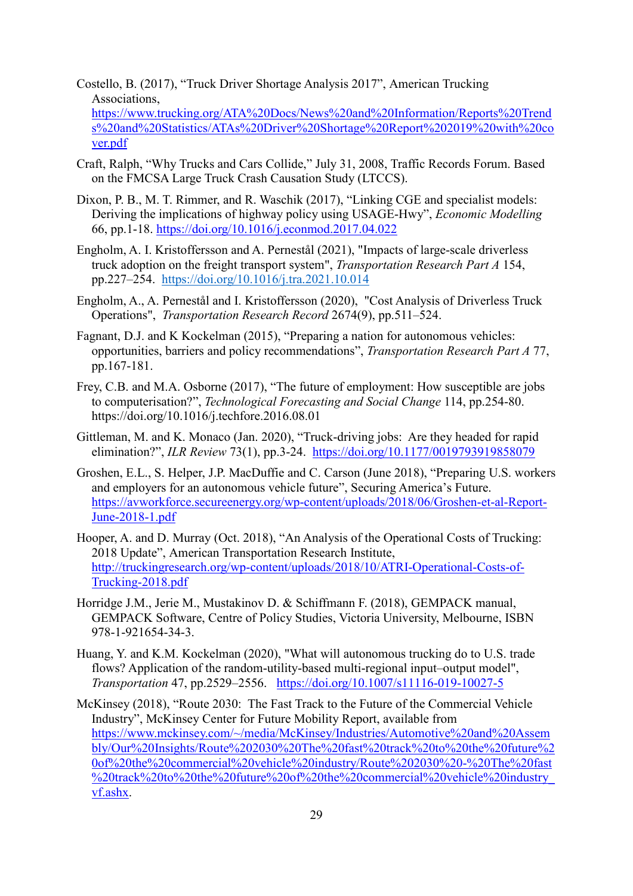Costello, B. (2017), "Truck Driver Shortage Analysis 2017", American Trucking Associations, https://www.trucking.org/ATA%20Docs/News%20and%20Information/Reports%20Trends%20and%20Statistics/ATAs%20Driver%20Shortage%20Report%202019%20with%20cover.pdf

Craft, Ralph, "Why Trucks and Cars Collide," July 31, 2008, Traffic Records Forum. Based on the FMCSA Large Truck Crash Causation Study (LTCCS).

Dixon, P. B., M. T. Rimmer, and R. Waschik (2017), "Linking CGE and specialist models: Deriving the implications of highway policy using USAGE-Hwy", *Economic Modelling* 66, pp.1-18. https://doi.org/10.1016/j.econmod.2017.04.022

Engholm, A. I. Kristoffersson and A. Pernestål (2021), "Impacts of large-scale driverless truck adoption on the freight transport system", *Transportation Research Part A* 154, pp.227–254. https://doi.org/10.1016/j.tra.2021.10.014

Engholm, A., A. Pernestål and I. Kristoffersson (2020), "Cost Analysis of Driverless Truck Operations", *Transportation Research Record* 2674(9), pp.511–524.

Fagnant, D.J. and K Kockelman (2015), "Preparing a nation for autonomous vehicles: opportunities, barriers and policy recommendations", *Transportation Research Part A* 77, pp.167-181.

Frey, C.B. and M.A. Osborne (2017), "The future of employment: How susceptible are jobs to computerisation?", *Technological Forecasting and Social Change* 114, pp.254-80. https://doi.org/10.1016/j.techfore.2016.08.01

Gittleman, M. and K. Monaco (Jan. 2020), "Truck-driving jobs: Are they headed for rapid elimination?", *ILR Review* 73(1), pp.3-24. https://doi.org/10.1177/0019793919858079

Groshen, E.L., S. Helper, J.P. MacDuffie and C. Carson (June 2018), "Preparing U.S. workers and employers for an autonomous vehicle future", Securing America's Future. https://avworkforce.secureenergy.org/wp-content/uploads/2018/06/Groshen-et-al-Report-June-2018-1.pdf

Hooper, A. and D. Murray (Oct. 2018), "An Analysis of the Operational Costs of Trucking: 2018 Update", American Transportation Research Institute, http://truckingresearch.org/wp-content/uploads/2018/10/ATRI-Operational-Costs-of-Trucking-2018.pdf

Horridge J.M., Jerie M., Mustakinov D. & Schiffmann F. (2018), GEMPACK manual, GEMPACK Software, Centre of Policy Studies, Victoria University, Melbourne, ISBN 978-1-921654-34-3.

Huang, Y. and K.M. Kockelman (2020), "What will autonomous trucking do to U.S. trade flows? Application of the random-utility-based multi-regional input–output model", *Transportation* 47, pp.2529–2556. https://doi.org/10.1007/s11116-019-10027-5

McKinsey (2018), "Route 2030: The Fast Track to the Future of the Commercial Vehicle Industry", McKinsey Center for Future Mobility Report, available from https://www.mckinsey.com/~/media/McKinsey/Industries/Automotive%20and%20Assembly/Our%20Insights/Route%202030%20The%20fast%20track%20to%20the%20future%20of%20the%20commercial%20vehicle%20industry/Route%202030%20-%20The%20fast%20track%20to%20the%20future%20of%20the%20commercial%20vehicle%20industry_vf.ashx.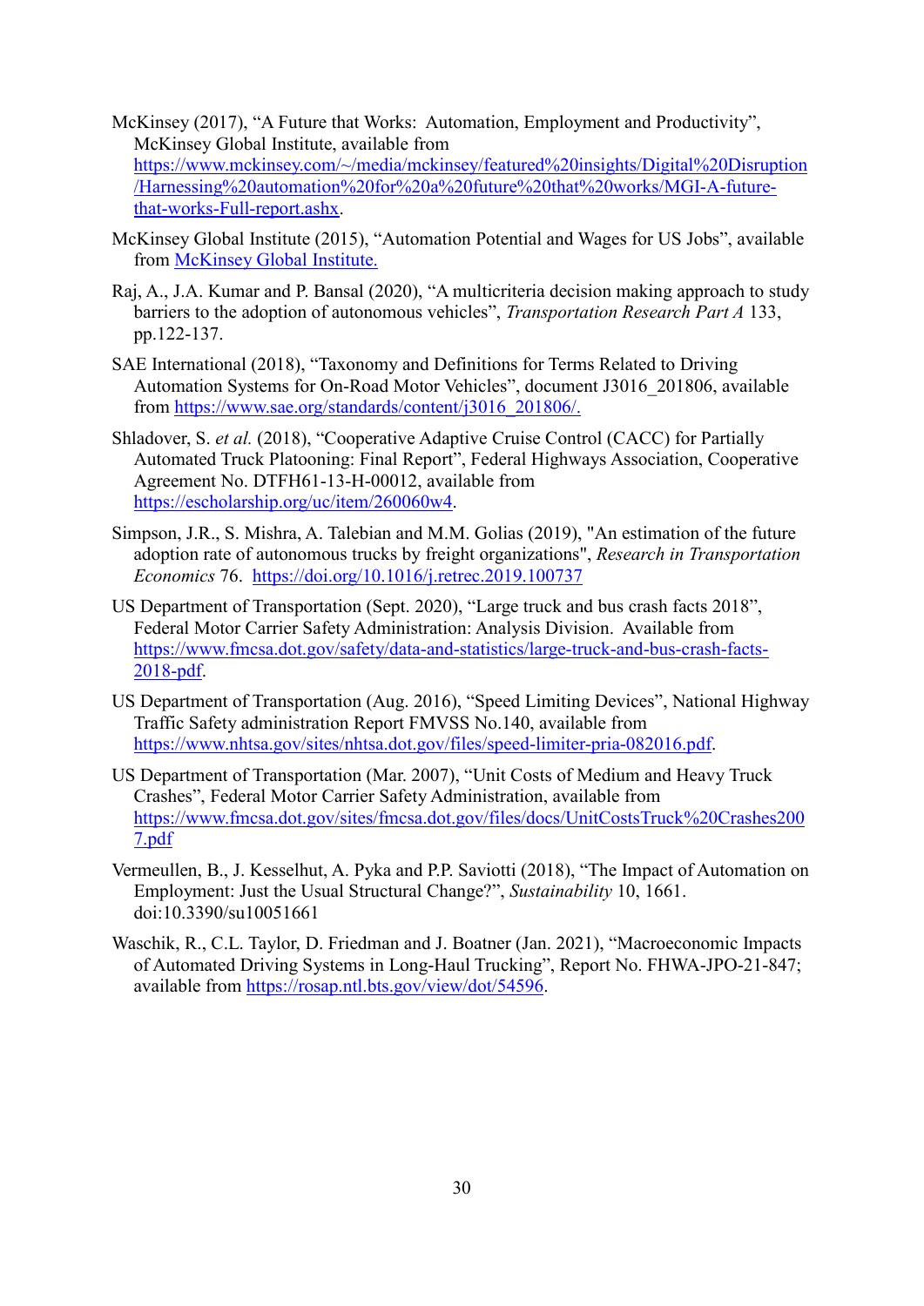McKinsey (2017), "A Future that Works: Automation, Employment and Productivity", McKinsey Global Institute, available from https://www.mckinsey.com/~/media/mckinsey/featured%20insights/Digital%20Disruption/Harnessing%20automation%20for%20a%20future%20that%20works/MGI-A-future-that-works-Full-report.ashx.

McKinsey Global Institute (2015), "Automation Potential and Wages for US Jobs", available from McKinsey Global Institute.

Raj, A., J.A. Kumar and P. Bansal (2020), "A multicriteria decision making approach to study barriers to the adoption of autonomous vehicles", *Transportation Research Part A* 133, pp.122-137.

SAE International (2018), "Taxonomy and Definitions for Terms Related to Driving Automation Systems for On-Road Motor Vehicles", document J3016_201806, available from https://www.sae.org/standards/content/j3016_201806/.

Shladover, S. *et al.* (2018), "Cooperative Adaptive Cruise Control (CACC) for Partially Automated Truck Platooning: Final Report", Federal Highways Association, Cooperative Agreement No. DTFH61-13-H-00012, available from https://escholarship.org/uc/item/260060w4.

Simpson, J.R., S. Mishra, A. Talebian and M.M. Golias (2019), "An estimation of the future adoption rate of autonomous trucks by freight organizations", *Research in Transportation Economics* 76. https://doi.org/10.1016/j.retrec.2019.100737

US Department of Transportation (Sept. 2020), "Large truck and bus crash facts 2018", Federal Motor Carrier Safety Administration: Analysis Division. Available from https://www.fmcsa.dot.gov/safety/data-and-statistics/large-truck-and-bus-crash-facts-2018-pdf.

US Department of Transportation (Aug. 2016), "Speed Limiting Devices", National Highway Traffic Safety administration Report FMVSS No.140, available from https://www.nhtsa.gov/sites/nhtsa.dot.gov/files/speed-limiter-pria-082016.pdf.

US Department of Transportation (Mar. 2007), "Unit Costs of Medium and Heavy Truck Crashes", Federal Motor Carrier Safety Administration, available from https://www.fmcsa.dot.gov/sites/fmcsa.dot.gov/files/docs/UnitCostsTruck%20Crashes2007.pdf

Vermeullen, B., J. Kesselhut, A. Pyka and P.P. Saviotti (2018), "The Impact of Automation on Employment: Just the Usual Structural Change?", *Sustainability* 10, 1661. doi:10.3390/su10051661

Waschik, R., C.L. Taylor, D. Friedman and J. Boatner (Jan. 2021), "Macroeconomic Impacts of Automated Driving Systems in Long-Haul Trucking", Report No. FHWA-JPO-21-847; available from https://rosap.ntl.bts.gov/view/dot/54596.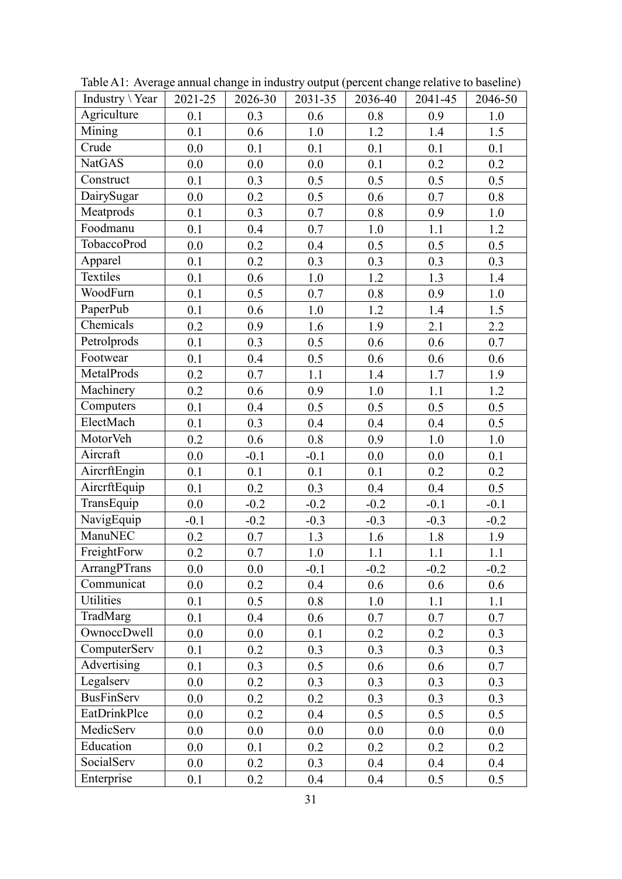Table A1: Average annual change in industry output (percent change relative to baseline)

| Industry \ Year | 2021-25 | 2026-30 | 2031-35 | 2036-40 | 2041-45 | 2046-50 |
|---|---|---|---|---|---|---|
| Agriculture | 0.1 | 0.3 | 0.6 | 0.8 | 0.9 | 1.0 |
| Mining | 0.1 | 0.6 | 1.0 | 1.2 | 1.4 | 1.5 |
| Crude | 0.0 | 0.1 | 0.1 | 0.1 | 0.1 | 0.1 |
| NatGAS | 0.0 | 0.0 | 0.0 | 0.1 | 0.2 | 0.2 |
| Construct | 0.1 | 0.3 | 0.5 | 0.5 | 0.5 | 0.5 |
| DairySugar | 0.0 | 0.2 | 0.5 | 0.6 | 0.7 | 0.8 |
| Meatprods | 0.1 | 0.3 | 0.7 | 0.8 | 0.9 | 1.0 |
| Foodmanu | 0.1 | 0.4 | 0.7 | 1.0 | 1.1 | 1.2 |
| TobaccoProd | 0.0 | 0.2 | 0.4 | 0.5 | 0.5 | 0.5 |
| Apparel | 0.1 | 0.2 | 0.3 | 0.3 | 0.3 | 0.3 |
| Textiles | 0.1 | 0.6 | 1.0 | 1.2 | 1.3 | 1.4 |
| WoodFurn | 0.1 | 0.5 | 0.7 | 0.8 | 0.9 | 1.0 |
| PaperPub | 0.1 | 0.6 | 1.0 | 1.2 | 1.4 | 1.5 |
| Chemicals | 0.2 | 0.9 | 1.6 | 1.9 | 2.1 | 2.2 |
| Petrolprods | 0.1 | 0.3 | 0.5 | 0.6 | 0.6 | 0.7 |
| Footwear | 0.1 | 0.4 | 0.5 | 0.6 | 0.6 | 0.6 |
| MetalProds | 0.2 | 0.7 | 1.1 | 1.4 | 1.7 | 1.9 |
| Machinery | 0.2 | 0.6 | 0.9 | 1.0 | 1.1 | 1.2 |
| Computers | 0.1 | 0.4 | 0.5 | 0.5 | 0.5 | 0.5 |
| ElectMach | 0.1 | 0.3 | 0.4 | 0.4 | 0.4 | 0.5 |
| MotorVeh | 0.2 | 0.6 | 0.8 | 0.9 | 1.0 | 1.0 |
| Aircraft | 0.0 | -0.1 | -0.1 | 0.0 | 0.0 | 0.1 |
| AircrftEngin | 0.1 | 0.1 | 0.1 | 0.1 | 0.2 | 0.2 |
| AircrftEquip | 0.1 | 0.2 | 0.3 | 0.4 | 0.4 | 0.5 |
| TransEquip | 0.0 | -0.2 | -0.2 | -0.2 | -0.1 | -0.1 |
| NavigEquip | -0.1 | -0.2 | -0.3 | -0.3 | -0.3 | -0.2 |
| ManuNEC | 0.2 | 0.7 | 1.3 | 1.6 | 1.8 | 1.9 |
| FreightForw | 0.2 | 0.7 | 1.0 | 1.1 | 1.1 | 1.1 |
| ArrangPTrans | 0.0 | 0.0 | -0.1 | -0.2 | -0.2 | -0.2 |
| Communicat | 0.0 | 0.2 | 0.4 | 0.6 | 0.6 | 0.6 |
| Utilities | 0.1 | 0.5 | 0.8 | 1.0 | 1.1 | 1.1 |
| TradMarg | 0.1 | 0.4 | 0.6 | 0.7 | 0.7 | 0.7 |
| OwnoccDwell | 0.0 | 0.0 | 0.1 | 0.2 | 0.2 | 0.3 |
| ComputerServ | 0.1 | 0.2 | 0.3 | 0.3 | 0.3 | 0.3 |
| Advertising | 0.1 | 0.3 | 0.5 | 0.6 | 0.6 | 0.7 |
| Legalserv | 0.0 | 0.2 | 0.3 | 0.3 | 0.3 | 0.3 |
| BusFinServ | 0.0 | 0.2 | 0.2 | 0.3 | 0.3 | 0.3 |
| EatDrinkPlce | 0.0 | 0.2 | 0.4 | 0.5 | 0.5 | 0.5 |
| MedicServ | 0.0 | 0.0 | 0.0 | 0.0 | 0.0 | 0.0 |
| Education | 0.0 | 0.1 | 0.2 | 0.2 | 0.2 | 0.2 |
| SocialServ | 0.0 | 0.2 | 0.3 | 0.4 | 0.4 | 0.4 |
| Enterprise | 0.1 | 0.2 | 0.4 | 0.4 | 0.5 | 0.5 |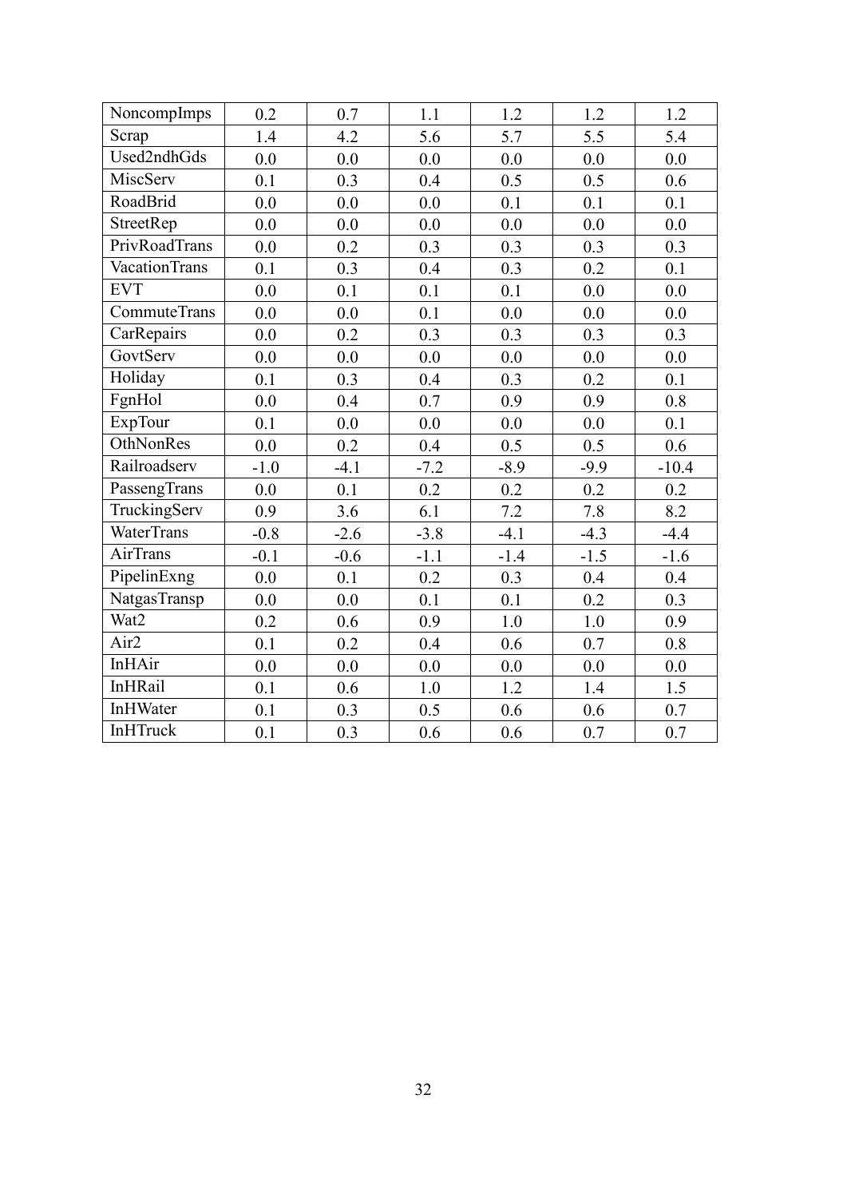| | | | | | | |
|---|---|---|---|---|---|---|
| NoncompImps | 0.2 | 0.7 | 1.1 | 1.2 | 1.2 | 1.2 |
| Scrap | 1.4 | 4.2 | 5.6 | 5.7 | 5.5 | 5.4 |
| Used2ndhGds | 0.0 | 0.0 | 0.0 | 0.0 | 0.0 | 0.0 |
| MiscServ | 0.1 | 0.3 | 0.4 | 0.5 | 0.5 | 0.6 |
| RoadBrid | 0.0 | 0.0 | 0.0 | 0.1 | 0.1 | 0.1 |
| StreetRep | 0.0 | 0.0 | 0.0 | 0.0 | 0.0 | 0.0 |
| PrivRoadTrans | 0.0 | 0.2 | 0.3 | 0.3 | 0.3 | 0.3 |
| VacationTrans | 0.1 | 0.3 | 0.4 | 0.3 | 0.2 | 0.1 |
| EVT | 0.0 | 0.1 | 0.1 | 0.1 | 0.0 | 0.0 |
| CommuteTrans | 0.0 | 0.0 | 0.1 | 0.0 | 0.0 | 0.0 |
| CarRepairs | 0.0 | 0.2 | 0.3 | 0.3 | 0.3 | 0.3 |
| GovtServ | 0.0 | 0.0 | 0.0 | 0.0 | 0.0 | 0.0 |
| Holiday | 0.1 | 0.3 | 0.4 | 0.3 | 0.2 | 0.1 |
| FgnHol | 0.0 | 0.4 | 0.7 | 0.9 | 0.9 | 0.8 |
| ExpTour | 0.1 | 0.0 | 0.0 | 0.0 | 0.0 | 0.1 |
| OthNonRes | 0.0 | 0.2 | 0.4 | 0.5 | 0.5 | 0.6 |
| Railroadserv | -1.0 | -4.1 | -7.2 | -8.9 | -9.9 | -10.4 |
| PassengTrans | 0.0 | 0.1 | 0.2 | 0.2 | 0.2 | 0.2 |
| TruckingServ | 0.9 | 3.6 | 6.1 | 7.2 | 7.8 | 8.2 |
| WaterTrans | -0.8 | -2.6 | -3.8 | -4.1 | -4.3 | -4.4 |
| AirTrans | -0.1 | -0.6 | -1.1 | -1.4 | -1.5 | -1.6 |
| PipelinExng | 0.0 | 0.1 | 0.2 | 0.3 | 0.4 | 0.4 |
| NatgasTransp | 0.0 | 0.0 | 0.1 | 0.1 | 0.2 | 0.3 |
| Wat2 | 0.2 | 0.6 | 0.9 | 1.0 | 1.0 | 0.9 |
| Air2 | 0.1 | 0.2 | 0.4 | 0.6 | 0.7 | 0.8 |
| InHAir | 0.0 | 0.0 | 0.0 | 0.0 | 0.0 | 0.0 |
| InHRail | 0.1 | 0.6 | 1.0 | 1.2 | 1.4 | 1.5 |
| InHWater | 0.1 | 0.3 | 0.5 | 0.6 | 0.6 | 0.7 |
| InHTruck | 0.1 | 0.3 | 0.6 | 0.6 | 0.7 | 0.7 |